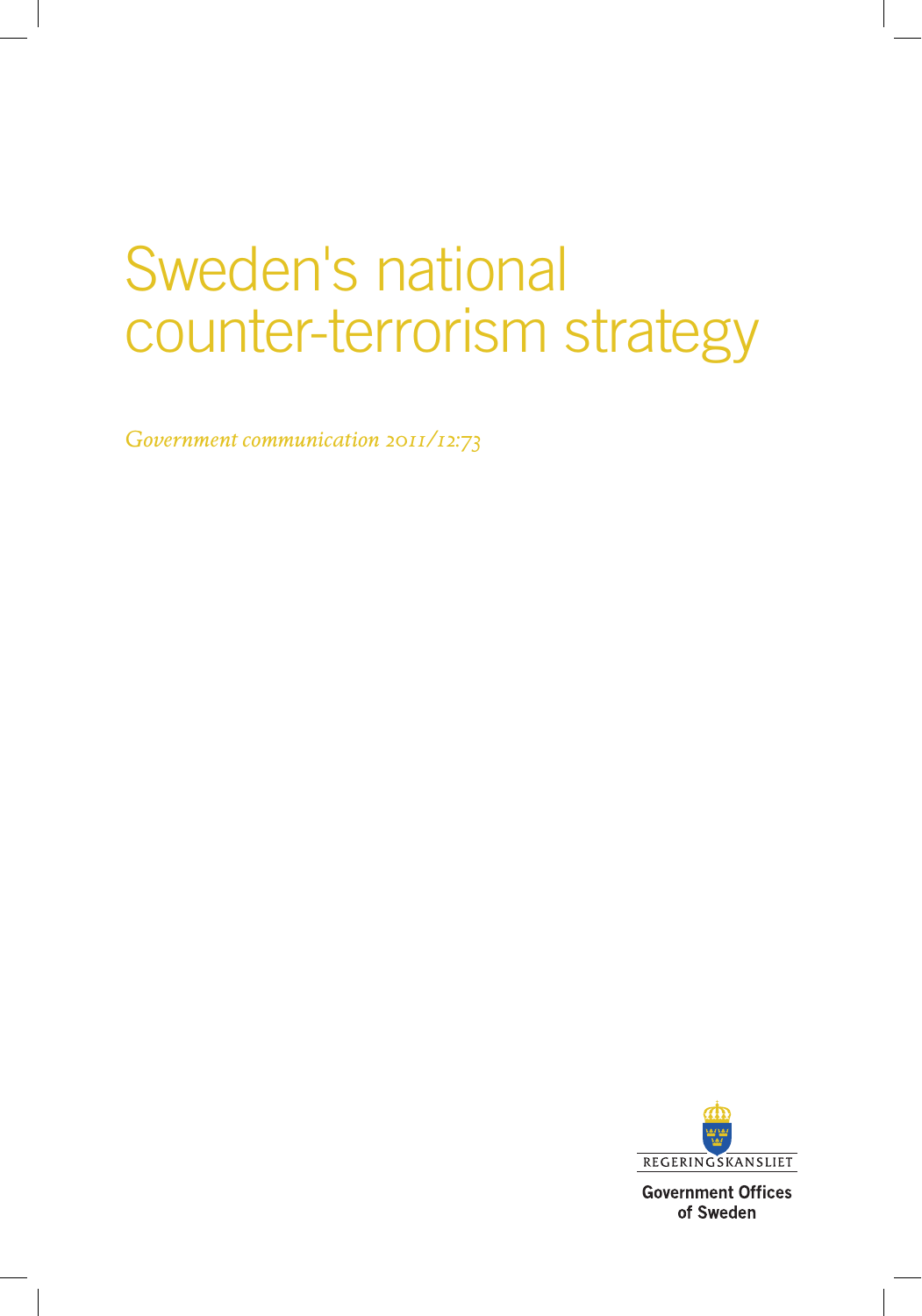# Sweden's national counter-terrorism strategy

*Government communication 2011/12:73*

REGERINGSKANSLIET

**Government Offices of Sweden**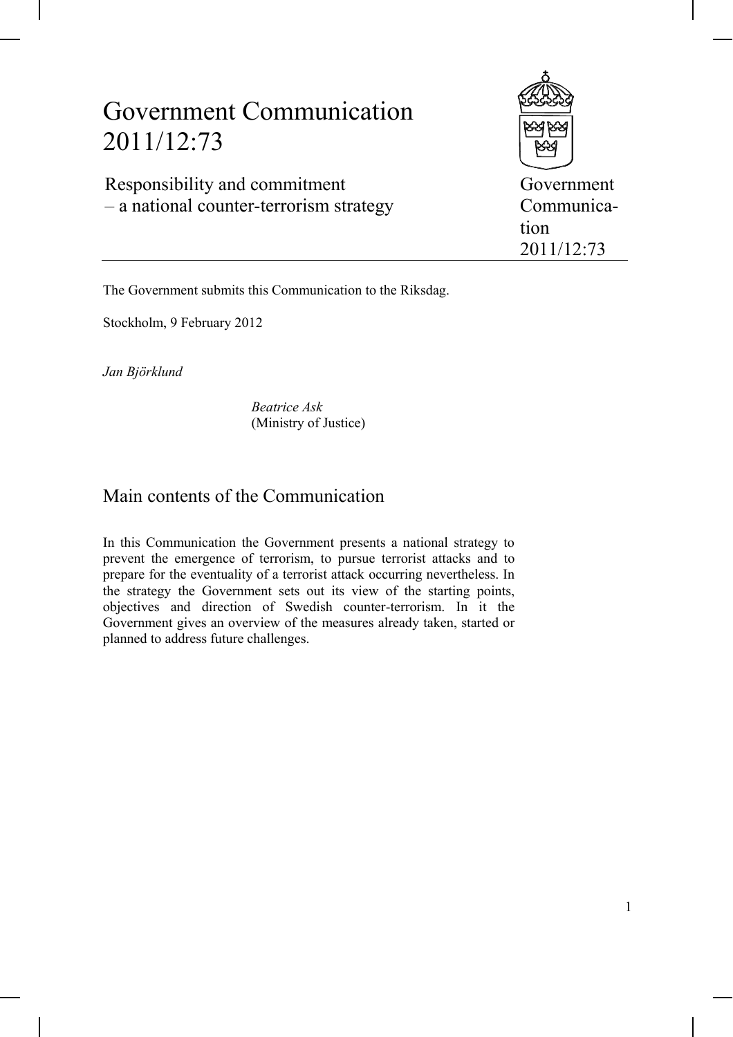# Government Communication 2011/12:73

Responsibility and commitment
– a national counter-terrorism strategy

Government Communication 2011/12:73

The Government submits this Communication to the Riksdag.

Stockholm, 9 February 2012

*Jan Björklund*

*Beatrice Ask*
(Ministry of Justice)

## Main contents of the Communication

In this Communication the Government presents a national strategy to prevent the emergence of terrorism, to pursue terrorist attacks and to prepare for the eventuality of a terrorist attack occurring nevertheless. In the strategy the Government sets out its view of the starting points, objectives and direction of Swedish counter-terrorism. In it the Government gives an overview of the measures already taken, started or planned to address future challenges.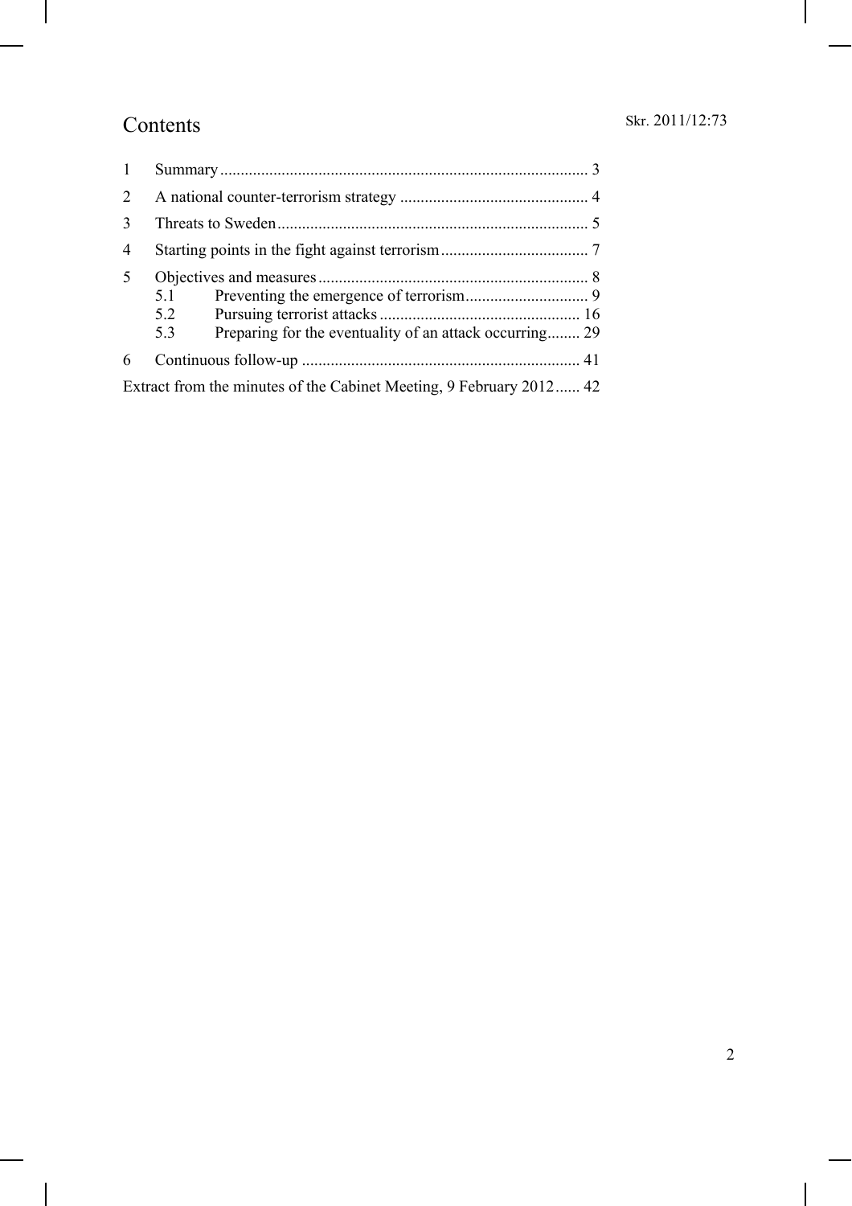# Contents

Skr. 2011/12:73

1 Summary ........ 3

2 A national counter-terrorism strategy ........ 4

3 Threats to Sweden ........ 5

4 Starting points in the fight against terrorism ........ 7

5 Objectives and measures ........ 8
   - 5.1 Preventing the emergence of terrorism ........ 9
   - 5.2 Pursuing terrorist attacks ........ 16
   - 5.3 Preparing for the eventuality of an attack occurring ........ 29

6 Continuous follow-up ........ 41

Extract from the minutes of the Cabinet Meeting, 9 February 2012 ...... 42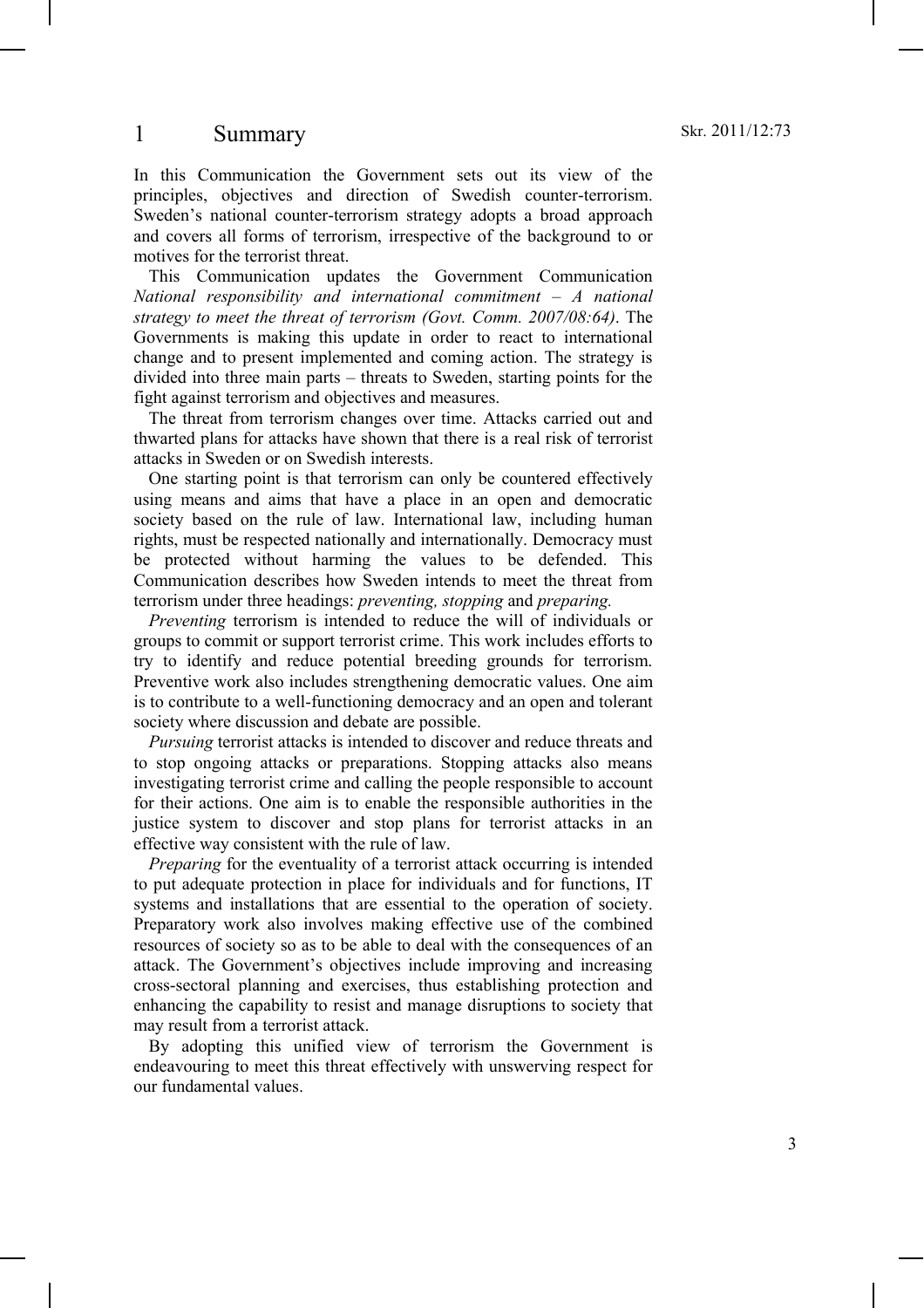# 1 Summary

In this Communication the Government sets out its view of the principles, objectives and direction of Swedish counter-terrorism. Sweden's national counter-terrorism strategy adopts a broad approach and covers all forms of terrorism, irrespective of the background to or motives for the terrorist threat.

This Communication updates the Government Communication *National responsibility and international commitment – A national strategy to meet the threat of terrorism (Govt. Comm. 2007/08:64)*. The Governments is making this update in order to react to international change and to present implemented and coming action. The strategy is divided into three main parts – threats to Sweden, starting points for the fight against terrorism and objectives and measures.

The threat from terrorism changes over time. Attacks carried out and thwarted plans for attacks have shown that there is a real risk of terrorist attacks in Sweden or on Swedish interests.

One starting point is that terrorism can only be countered effectively using means and aims that have a place in an open and democratic society based on the rule of law. International law, including human rights, must be respected nationally and internationally. Democracy must be protected without harming the values to be defended. This Communication describes how Sweden intends to meet the threat from terrorism under three headings: *preventing, stopping* and *preparing.*

*Preventing* terrorism is intended to reduce the will of individuals or groups to commit or support terrorist crime. This work includes efforts to try to identify and reduce potential breeding grounds for terrorism. Preventive work also includes strengthening democratic values. One aim is to contribute to a well-functioning democracy and an open and tolerant society where discussion and debate are possible.

*Pursuing* terrorist attacks is intended to discover and reduce threats and to stop ongoing attacks or preparations. Stopping attacks also means investigating terrorist crime and calling the people responsible to account for their actions. One aim is to enable the responsible authorities in the justice system to discover and stop plans for terrorist attacks in an effective way consistent with the rule of law.

*Preparing* for the eventuality of a terrorist attack occurring is intended to put adequate protection in place for individuals and for functions, IT systems and installations that are essential to the operation of society. Preparatory work also involves making effective use of the combined resources of society so as to be able to deal with the consequences of an attack. The Government's objectives include improving and increasing cross-sectoral planning and exercises, thus establishing protection and enhancing the capability to resist and manage disruptions to society that may result from a terrorist attack.

By adopting this unified view of terrorism the Government is endeavouring to meet this threat effectively with unswerving respect for our fundamental values.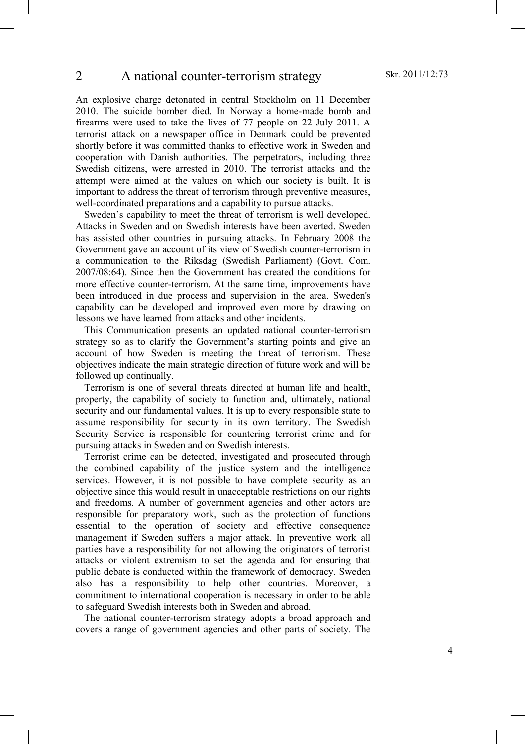## 2 A national counter-terrorism strategy

An explosive charge detonated in central Stockholm on 11 December 2010. The suicide bomber died. In Norway a home-made bomb and firearms were used to take the lives of 77 people on 22 July 2011. A terrorist attack on a newspaper office in Denmark could be prevented shortly before it was committed thanks to effective work in Sweden and cooperation with Danish authorities. The perpetrators, including three Swedish citizens, were arrested in 2010. The terrorist attacks and the attempt were aimed at the values on which our society is built. It is important to address the threat of terrorism through preventive measures, well-coordinated preparations and a capability to pursue attacks.

Sweden's capability to meet the threat of terrorism is well developed. Attacks in Sweden and on Swedish interests have been averted. Sweden has assisted other countries in pursuing attacks. In February 2008 the Government gave an account of its view of Swedish counter-terrorism in a communication to the Riksdag (Swedish Parliament) (Govt. Com. 2007/08:64). Since then the Government has created the conditions for more effective counter-terrorism. At the same time, improvements have been introduced in due process and supervision in the area. Sweden's capability can be developed and improved even more by drawing on lessons we have learned from attacks and other incidents.

This Communication presents an updated national counter-terrorism strategy so as to clarify the Government's starting points and give an account of how Sweden is meeting the threat of terrorism. These objectives indicate the main strategic direction of future work and will be followed up continually.

Terrorism is one of several threats directed at human life and health, property, the capability of society to function and, ultimately, national security and our fundamental values. It is up to every responsible state to assume responsibility for security in its own territory. The Swedish Security Service is responsible for countering terrorist crime and for pursuing attacks in Sweden and on Swedish interests.

Terrorist crime can be detected, investigated and prosecuted through the combined capability of the justice system and the intelligence services. However, it is not possible to have complete security as an objective since this would result in unacceptable restrictions on our rights and freedoms. A number of government agencies and other actors are responsible for preparatory work, such as the protection of functions essential to the operation of society and effective consequence management if Sweden suffers a major attack. In preventive work all parties have a responsibility for not allowing the originators of terrorist attacks or violent extremism to set the agenda and for ensuring that public debate is conducted within the framework of democracy. Sweden also has a responsibility to help other countries. Moreover, a commitment to international cooperation is necessary in order to be able to safeguard Swedish interests both in Sweden and abroad.

The national counter-terrorism strategy adopts a broad approach and covers a range of government agencies and other parts of society. The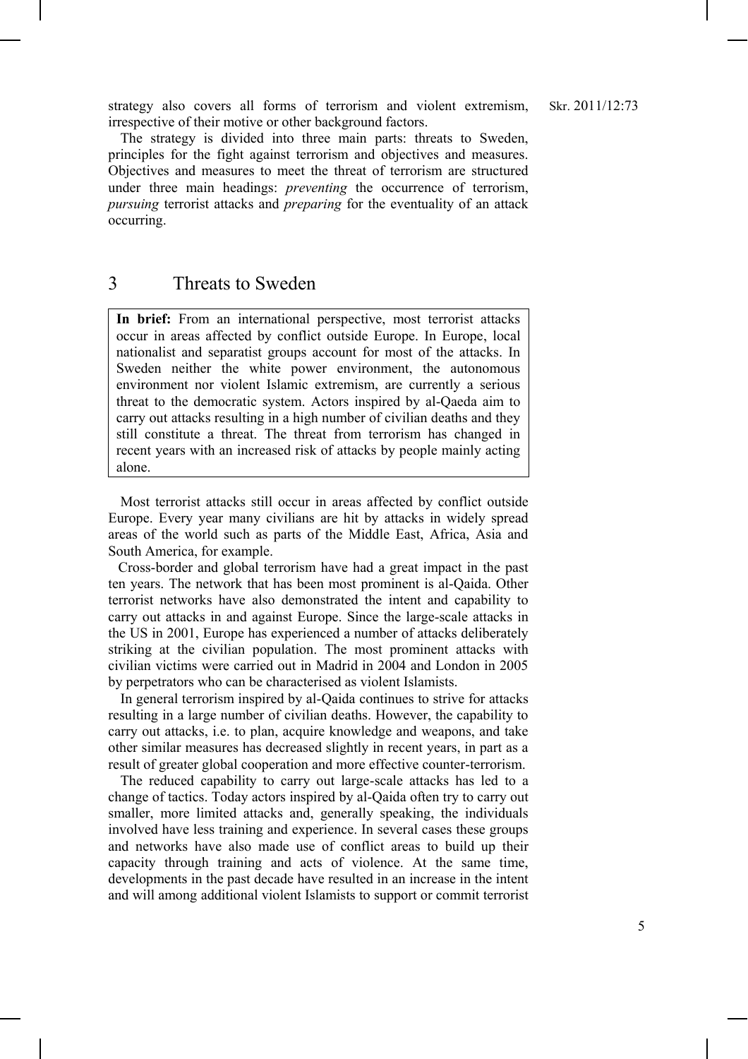strategy also covers all forms of terrorism and violent extremism, irrespective of their motive or other background factors.

The strategy is divided into three main parts: threats to Sweden, principles for the fight against terrorism and objectives and measures. Objectives and measures to meet the threat of terrorism are structured under three main headings: *preventing* the occurrence of terrorism, *pursuing* terrorist attacks and *preparing* for the eventuality of an attack occurring.

# 3 Threats to Sweden

**In brief:** From an international perspective, most terrorist attacks occur in areas affected by conflict outside Europe. In Europe, local nationalist and separatist groups account for most of the attacks. In Sweden neither the white power environment, the autonomous environment nor violent Islamic extremism, are currently a serious threat to the democratic system. Actors inspired by al-Qaeda aim to carry out attacks resulting in a high number of civilian deaths and they still constitute a threat. The threat from terrorism has changed in recent years with an increased risk of attacks by people mainly acting alone.

Most terrorist attacks still occur in areas affected by conflict outside Europe. Every year many civilians are hit by attacks in widely spread areas of the world such as parts of the Middle East, Africa, Asia and South America, for example.

Cross-border and global terrorism have had a great impact in the past ten years. The network that has been most prominent is al-Qaida. Other terrorist networks have also demonstrated the intent and capability to carry out attacks in and against Europe. Since the large-scale attacks in the US in 2001, Europe has experienced a number of attacks deliberately striking at the civilian population. The most prominent attacks with civilian victims were carried out in Madrid in 2004 and London in 2005 by perpetrators who can be characterised as violent Islamists.

In general terrorism inspired by al-Qaida continues to strive for attacks resulting in a large number of civilian deaths. However, the capability to carry out attacks, i.e. to plan, acquire knowledge and weapons, and take other similar measures has decreased slightly in recent years, in part as a result of greater global cooperation and more effective counter-terrorism.

The reduced capability to carry out large-scale attacks has led to a change of tactics. Today actors inspired by al-Qaida often try to carry out smaller, more limited attacks and, generally speaking, the individuals involved have less training and experience. In several cases these groups and networks have also made use of conflict areas to build up their capacity through training and acts of violence. At the same time, developments in the past decade have resulted in an increase in the intent and will among additional violent Islamists to support or commit terrorist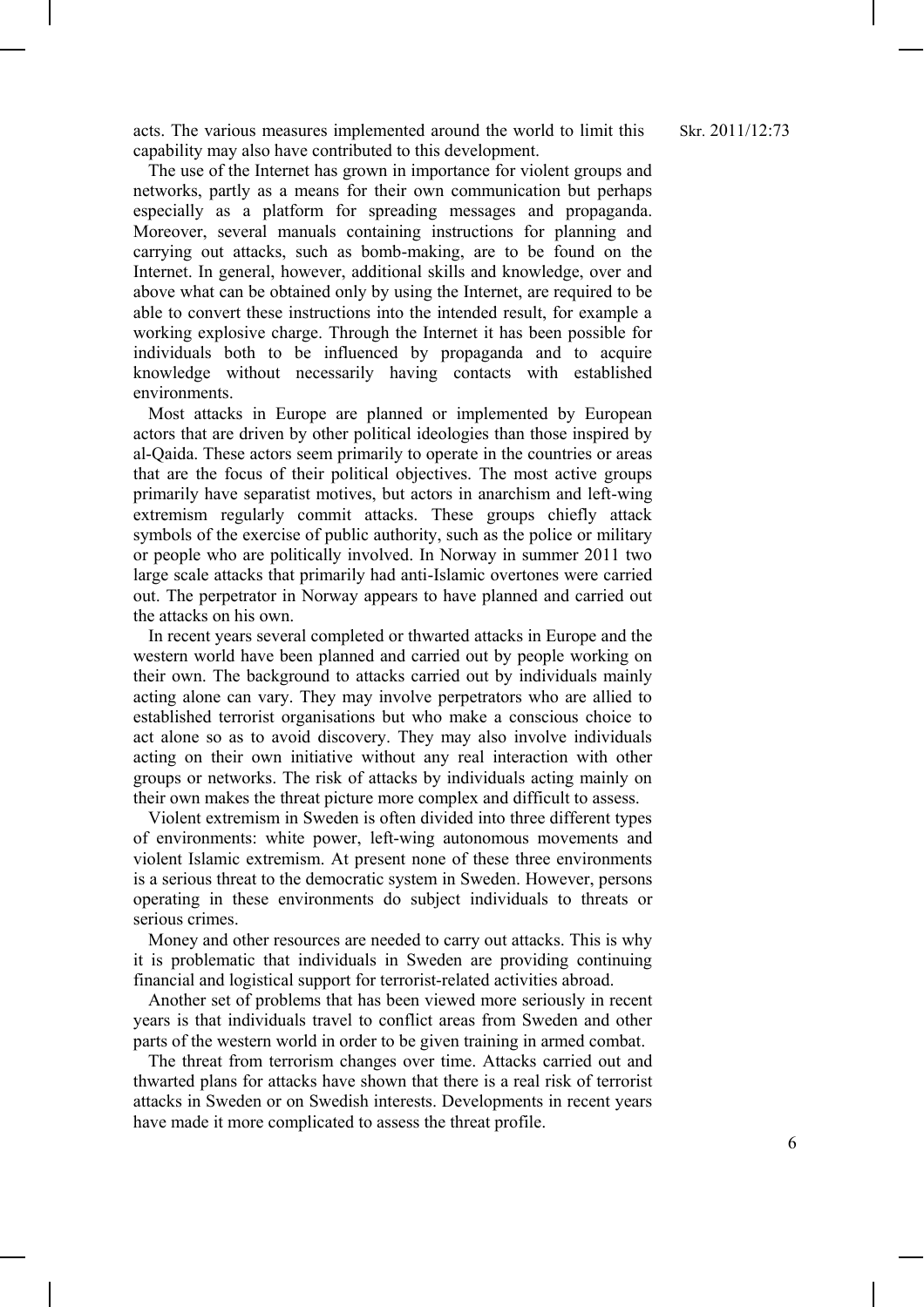acts. The various measures implemented around the world to limit this capability may also have contributed to this development.

The use of the Internet has grown in importance for violent groups and networks, partly as a means for their own communication but perhaps especially as a platform for spreading messages and propaganda. Moreover, several manuals containing instructions for planning and carrying out attacks, such as bomb-making, are to be found on the Internet. In general, however, additional skills and knowledge, over and above what can be obtained only by using the Internet, are required to be able to convert these instructions into the intended result, for example a working explosive charge. Through the Internet it has been possible for individuals both to be influenced by propaganda and to acquire knowledge without necessarily having contacts with established environments.

Most attacks in Europe are planned or implemented by European actors that are driven by other political ideologies than those inspired by al-Qaida. These actors seem primarily to operate in the countries or areas that are the focus of their political objectives. The most active groups primarily have separatist motives, but actors in anarchism and left-wing extremism regularly commit attacks. These groups chiefly attack symbols of the exercise of public authority, such as the police or military or people who are politically involved. In Norway in summer 2011 two large scale attacks that primarily had anti-Islamic overtones were carried out. The perpetrator in Norway appears to have planned and carried out the attacks on his own.

In recent years several completed or thwarted attacks in Europe and the western world have been planned and carried out by people working on their own. The background to attacks carried out by individuals mainly acting alone can vary. They may involve perpetrators who are allied to established terrorist organisations but who make a conscious choice to act alone so as to avoid discovery. They may also involve individuals acting on their own initiative without any real interaction with other groups or networks. The risk of attacks by individuals acting mainly on their own makes the threat picture more complex and difficult to assess.

Violent extremism in Sweden is often divided into three different types of environments: white power, left-wing autonomous movements and violent Islamic extremism. At present none of these three environments is a serious threat to the democratic system in Sweden. However, persons operating in these environments do subject individuals to threats or serious crimes.

Money and other resources are needed to carry out attacks. This is why it is problematic that individuals in Sweden are providing continuing financial and logistical support for terrorist-related activities abroad.

Another set of problems that has been viewed more seriously in recent years is that individuals travel to conflict areas from Sweden and other parts of the western world in order to be given training in armed combat.

The threat from terrorism changes over time. Attacks carried out and thwarted plans for attacks have shown that there is a real risk of terrorist attacks in Sweden or on Swedish interests. Developments in recent years have made it more complicated to assess the threat profile.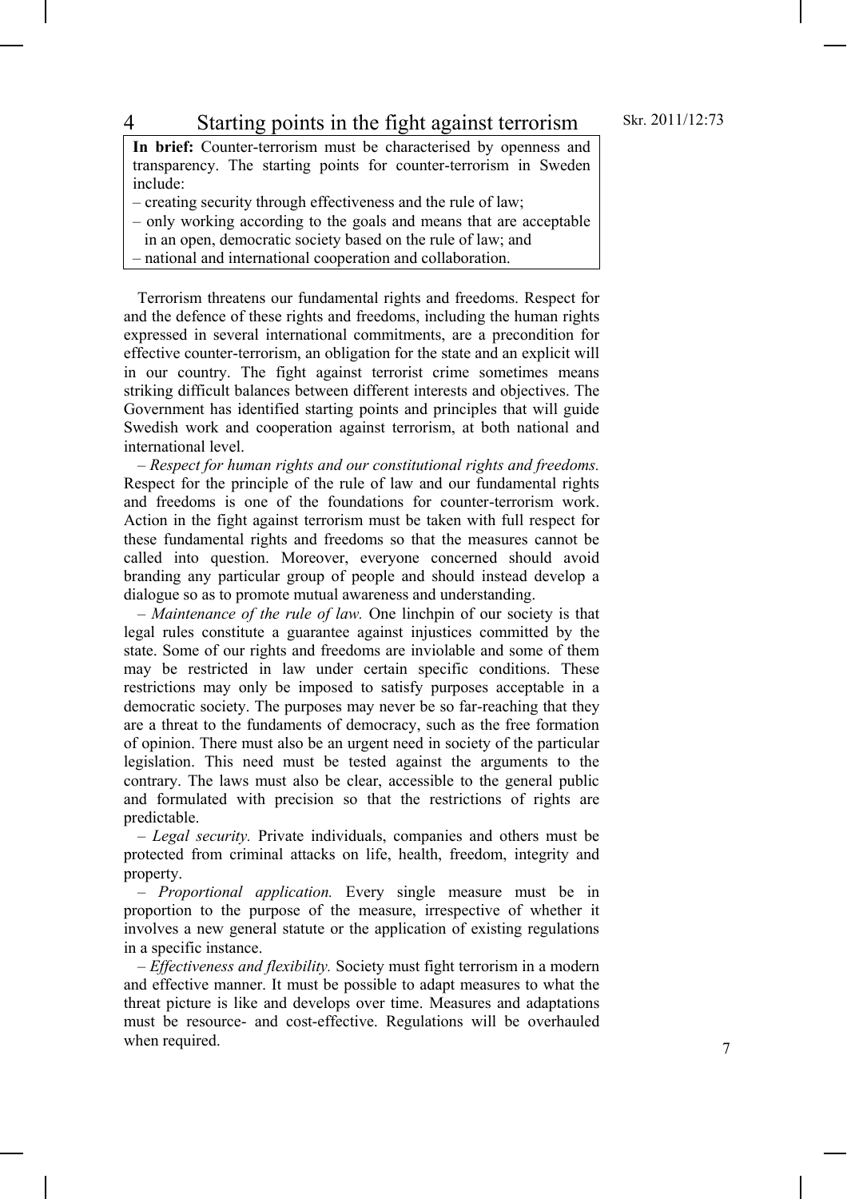# 4 Starting points in the fight against terrorism

**In brief:** Counter-terrorism must be characterised by openness and transparency. The starting points for counter-terrorism in Sweden include:

– creating security through effectiveness and the rule of law;
– only working according to the goals and means that are acceptable in an open, democratic society based on the rule of law; and
– national and international cooperation and collaboration.

Terrorism threatens our fundamental rights and freedoms. Respect for and the defence of these rights and freedoms, including the human rights expressed in several international commitments, are a precondition for effective counter-terrorism, an obligation for the state and an explicit will in our country. The fight against terrorist crime sometimes means striking difficult balances between different interests and objectives. The Government has identified starting points and principles that will guide Swedish work and cooperation against terrorism, at both national and international level.

– *Respect for human rights and our constitutional rights and freedoms.* Respect for the principle of the rule of law and our fundamental rights and freedoms is one of the foundations for counter-terrorism work. Action in the fight against terrorism must be taken with full respect for these fundamental rights and freedoms so that the measures cannot be called into question. Moreover, everyone concerned should avoid branding any particular group of people and should instead develop a dialogue so as to promote mutual awareness and understanding.

– *Maintenance of the rule of law.* One linchpin of our society is that legal rules constitute a guarantee against injustices committed by the state. Some of our rights and freedoms are inviolable and some of them may be restricted in law under certain specific conditions. These restrictions may only be imposed to satisfy purposes acceptable in a democratic society. The purposes may never be so far-reaching that they are a threat to the fundaments of democracy, such as the free formation of opinion. There must also be an urgent need in society of the particular legislation. This need must be tested against the arguments to the contrary. The laws must also be clear, accessible to the general public and formulated with precision so that the restrictions of rights are predictable.

– *Legal security.* Private individuals, companies and others must be protected from criminal attacks on life, health, freedom, integrity and property.

– *Proportional application.* Every single measure must be in proportion to the purpose of the measure, irrespective of whether it involves a new general statute or the application of existing regulations in a specific instance.

– *Effectiveness and flexibility.* Society must fight terrorism in a modern and effective manner. It must be possible to adapt measures to what the threat picture is like and develops over time. Measures and adaptations must be resource- and cost-effective. Regulations will be overhauled when required.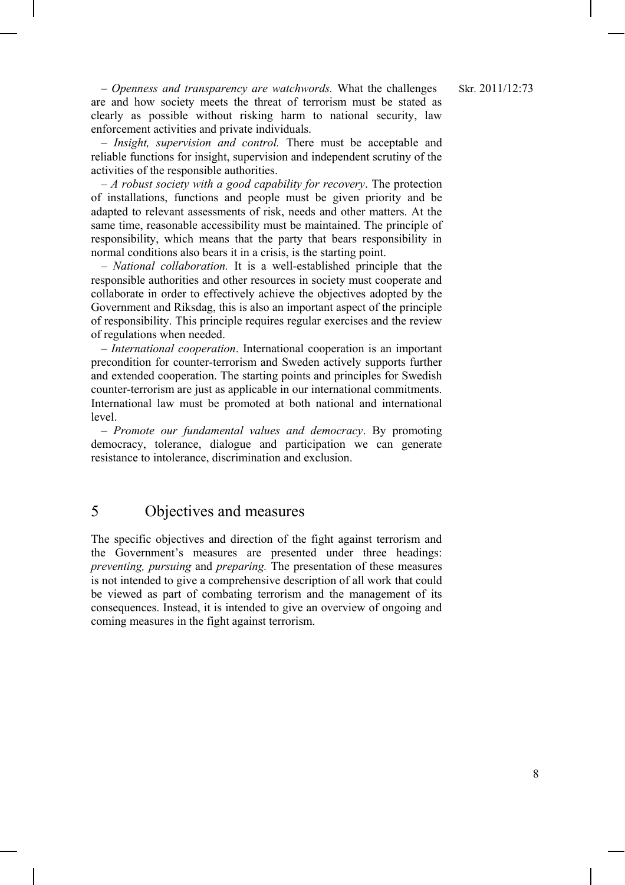– *Openness and transparency are watchwords.* What the challenges are and how society meets the threat of terrorism must be stated as clearly as possible without risking harm to national security, law enforcement activities and private individuals.

– *Insight, supervision and control.* There must be acceptable and reliable functions for insight, supervision and independent scrutiny of the activities of the responsible authorities.

– *A robust society with a good capability for recovery*. The protection of installations, functions and people must be given priority and be adapted to relevant assessments of risk, needs and other matters. At the same time, reasonable accessibility must be maintained. The principle of responsibility, which means that the party that bears responsibility in normal conditions also bears it in a crisis, is the starting point.

– *National collaboration.* It is a well-established principle that the responsible authorities and other resources in society must cooperate and collaborate in order to effectively achieve the objectives adopted by the Government and Riksdag, this is also an important aspect of the principle of responsibility. This principle requires regular exercises and the review of regulations when needed.

– *International cooperation*. International cooperation is an important precondition for counter-terrorism and Sweden actively supports further and extended cooperation. The starting points and principles for Swedish counter-terrorism are just as applicable in our international commitments. International law must be promoted at both national and international level.

– *Promote our fundamental values and democracy*. By promoting democracy, tolerance, dialogue and participation we can generate resistance to intolerance, discrimination and exclusion.

# 5 Objectives and measures

The specific objectives and direction of the fight against terrorism and the Government's measures are presented under three headings: *preventing, pursuing* and *preparing.* The presentation of these measures is not intended to give a comprehensive description of all work that could be viewed as part of combating terrorism and the management of its consequences. Instead, it is intended to give an overview of ongoing and coming measures in the fight against terrorism.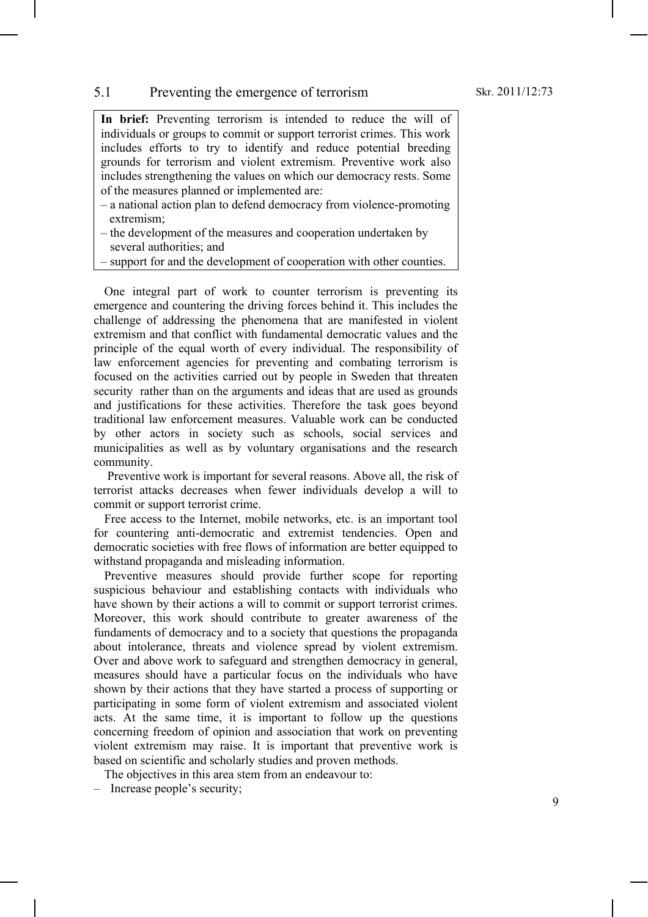## 5.1 Preventing the emergence of terrorism

**In brief:** Preventing terrorism is intended to reduce the will of individuals or groups to commit or support terrorist crimes. This work includes efforts to try to identify and reduce potential breeding grounds for terrorism and violent extremism. Preventive work also includes strengthening the values on which our democracy rests. Some of the measures planned or implemented are:

- a national action plan to defend democracy from violence-promoting extremism;
- the development of the measures and cooperation undertaken by several authorities; and
- support for and the development of cooperation with other counties.

One integral part of work to counter terrorism is preventing its emergence and countering the driving forces behind it. This includes the challenge of addressing the phenomena that are manifested in violent extremism and that conflict with fundamental democratic values and the principle of the equal worth of every individual. The responsibility of law enforcement agencies for preventing and combating terrorism is focused on the activities carried out by people in Sweden that threaten security rather than on the arguments and ideas that are used as grounds and justifications for these activities. Therefore the task goes beyond traditional law enforcement measures. Valuable work can be conducted by other actors in society such as schools, social services and municipalities as well as by voluntary organisations and the research community.

Preventive work is important for several reasons. Above all, the risk of terrorist attacks decreases when fewer individuals develop a will to commit or support terrorist crime.

Free access to the Internet, mobile networks, etc. is an important tool for countering anti-democratic and extremist tendencies. Open and democratic societies with free flows of information are better equipped to withstand propaganda and misleading information.

Preventive measures should provide further scope for reporting suspicious behaviour and establishing contacts with individuals who have shown by their actions a will to commit or support terrorist crimes. Moreover, this work should contribute to greater awareness of the fundaments of democracy and to a society that questions the propaganda about intolerance, threats and violence spread by violent extremism. Over and above work to safeguard and strengthen democracy in general, measures should have a particular focus on the individuals who have shown by their actions that they have started a process of supporting or participating in some form of violent extremism and associated violent acts. At the same time, it is important to follow up the questions concerning freedom of opinion and association that work on preventing violent extremism may raise. It is important that preventive work is based on scientific and scholarly studies and proven methods.

The objectives in this area stem from an endeavour to:

- Increase people's security;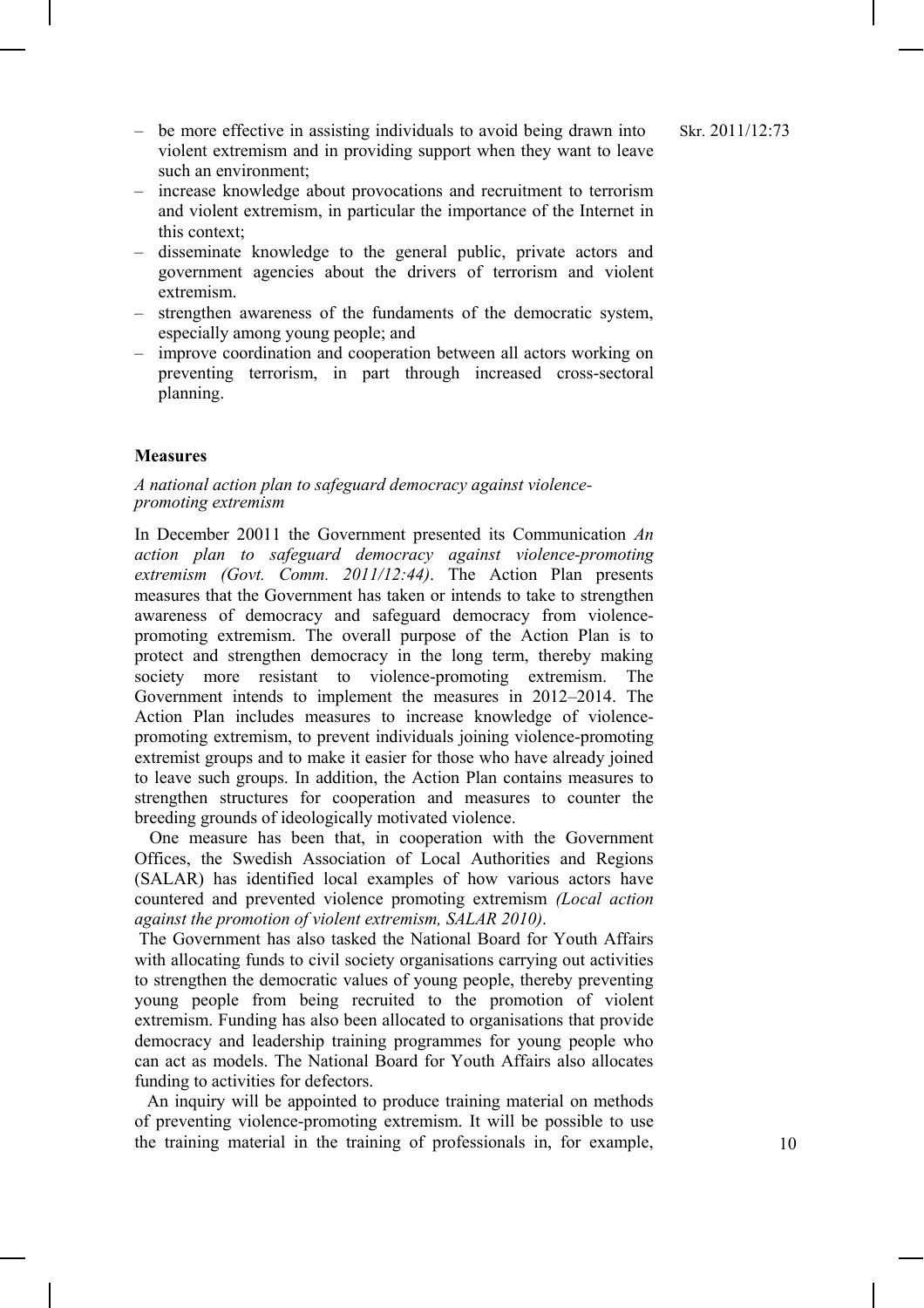- be more effective in assisting individuals to avoid being drawn into violent extremism and in providing support when they want to leave such an environment;
- increase knowledge about provocations and recruitment to terrorism and violent extremism, in particular the importance of the Internet in this context;
- disseminate knowledge to the general public, private actors and government agencies about the drivers of terrorism and violent extremism.
- strengthen awareness of the fundaments of the democratic system, especially among young people; and
- improve coordination and cooperation between all actors working on preventing terrorism, in part through increased cross-sectoral planning.

**Measures**

*A national action plan to safeguard democracy against violence-promoting extremism*

In December 20011 the Government presented its Communication *An action plan to safeguard democracy against violence-promoting extremism (Govt. Comm. 2011/12:44)*. The Action Plan presents measures that the Government has taken or intends to take to strengthen awareness of democracy and safeguard democracy from violence-promoting extremism. The overall purpose of the Action Plan is to protect and strengthen democracy in the long term, thereby making society more resistant to violence-promoting extremism. The Government intends to implement the measures in 2012–2014. The Action Plan includes measures to increase knowledge of violence-promoting extremism, to prevent individuals joining violence-promoting extremist groups and to make it easier for those who have already joined to leave such groups. In addition, the Action Plan contains measures to strengthen structures for cooperation and measures to counter the breeding grounds of ideologically motivated violence.

One measure has been that, in cooperation with the Government Offices, the Swedish Association of Local Authorities and Regions (SALAR) has identified local examples of how various actors have countered and prevented violence promoting extremism *(Local action against the promotion of violent extremism, SALAR 2010)*.

The Government has also tasked the National Board for Youth Affairs with allocating funds to civil society organisations carrying out activities to strengthen the democratic values of young people, thereby preventing young people from being recruited to the promotion of violent extremism. Funding has also been allocated to organisations that provide democracy and leadership training programmes for young people who can act as models. The National Board for Youth Affairs also allocates funding to activities for defectors.

An inquiry will be appointed to produce training material on methods of preventing violence-promoting extremism. It will be possible to use the training material in the training of professionals in, for example,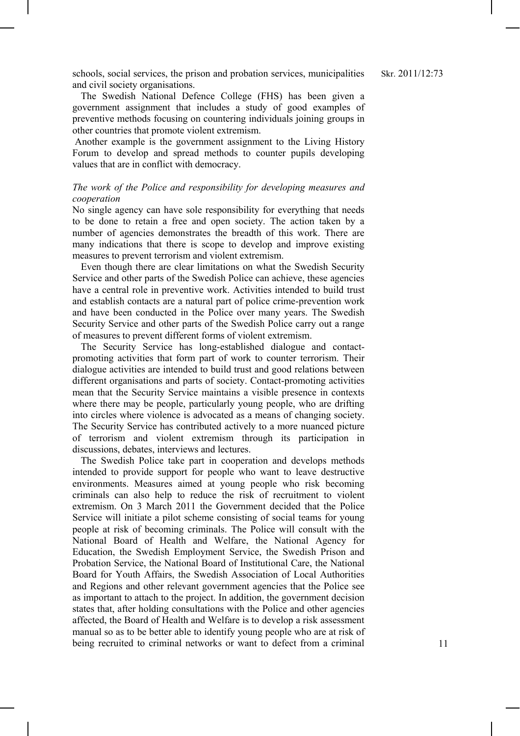schools, social services, the prison and probation services, municipalities and civil society organisations.

The Swedish National Defence College (FHS) has been given a government assignment that includes a study of good examples of preventive methods focusing on countering individuals joining groups in other countries that promote violent extremism.

Another example is the government assignment to the Living History Forum to develop and spread methods to counter pupils developing values that are in conflict with democracy.

*The work of the Police and responsibility for developing measures and cooperation*

No single agency can have sole responsibility for everything that needs to be done to retain a free and open society. The action taken by a number of agencies demonstrates the breadth of this work. There are many indications that there is scope to develop and improve existing measures to prevent terrorism and violent extremism.

Even though there are clear limitations on what the Swedish Security Service and other parts of the Swedish Police can achieve, these agencies have a central role in preventive work. Activities intended to build trust and establish contacts are a natural part of police crime-prevention work and have been conducted in the Police over many years. The Swedish Security Service and other parts of the Swedish Police carry out a range of measures to prevent different forms of violent extremism.

The Security Service has long-established dialogue and contact-promoting activities that form part of work to counter terrorism. Their dialogue activities are intended to build trust and good relations between different organisations and parts of society. Contact-promoting activities mean that the Security Service maintains a visible presence in contexts where there may be people, particularly young people, who are drifting into circles where violence is advocated as a means of changing society. The Security Service has contributed actively to a more nuanced picture of terrorism and violent extremism through its participation in discussions, debates, interviews and lectures.

The Swedish Police take part in cooperation and develops methods intended to provide support for people who want to leave destructive environments. Measures aimed at young people who risk becoming criminals can also help to reduce the risk of recruitment to violent extremism. On 3 March 2011 the Government decided that the Police Service will initiate a pilot scheme consisting of social teams for young people at risk of becoming criminals. The Police will consult with the National Board of Health and Welfare, the National Agency for Education, the Swedish Employment Service, the Swedish Prison and Probation Service, the National Board of Institutional Care, the National Board for Youth Affairs, the Swedish Association of Local Authorities and Regions and other relevant government agencies that the Police see as important to attach to the project. In addition, the government decision states that, after holding consultations with the Police and other agencies affected, the Board of Health and Welfare is to develop a risk assessment manual so as to be better able to identify young people who are at risk of being recruited to criminal networks or want to defect from a criminal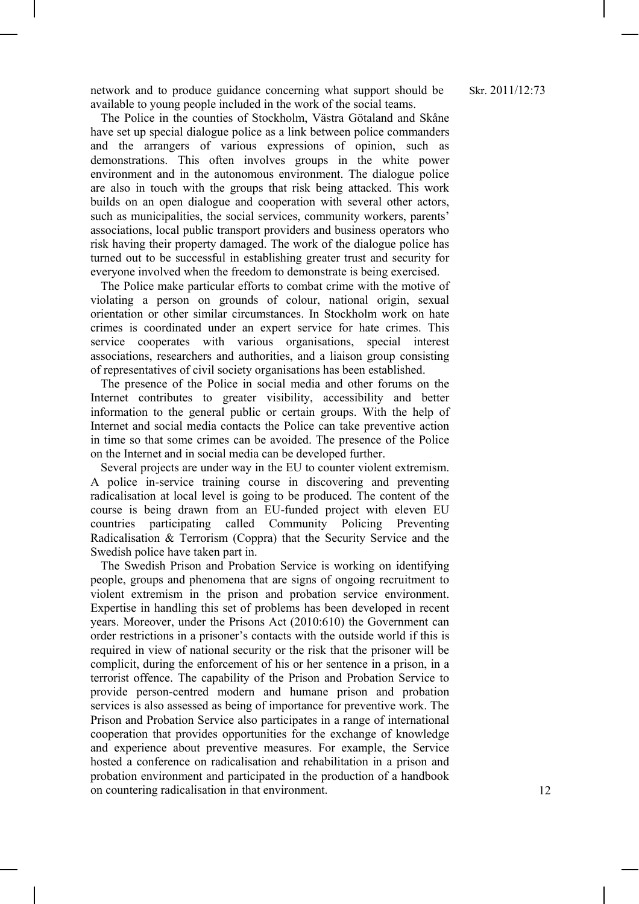network and to produce guidance concerning what support should be available to young people included in the work of the social teams.

The Police in the counties of Stockholm, Västra Götaland and Skåne have set up special dialogue police as a link between police commanders and the arrangers of various expressions of opinion, such as demonstrations. This often involves groups in the white power environment and in the autonomous environment. The dialogue police are also in touch with the groups that risk being attacked. This work builds on an open dialogue and cooperation with several other actors, such as municipalities, the social services, community workers, parents' associations, local public transport providers and business operators who risk having their property damaged. The work of the dialogue police has turned out to be successful in establishing greater trust and security for everyone involved when the freedom to demonstrate is being exercised.

The Police make particular efforts to combat crime with the motive of violating a person on grounds of colour, national origin, sexual orientation or other similar circumstances. In Stockholm work on hate crimes is coordinated under an expert service for hate crimes. This service cooperates with various organisations, special interest associations, researchers and authorities, and a liaison group consisting of representatives of civil society organisations has been established.

The presence of the Police in social media and other forums on the Internet contributes to greater visibility, accessibility and better information to the general public or certain groups. With the help of Internet and social media contacts the Police can take preventive action in time so that some crimes can be avoided. The presence of the Police on the Internet and in social media can be developed further.

Several projects are under way in the EU to counter violent extremism. A police in-service training course in discovering and preventing radicalisation at local level is going to be produced. The content of the course is being drawn from an EU-funded project with eleven EU countries participating called Community Policing Preventing Radicalisation & Terrorism (Coppra) that the Security Service and the Swedish police have taken part in.

The Swedish Prison and Probation Service is working on identifying people, groups and phenomena that are signs of ongoing recruitment to violent extremism in the prison and probation service environment. Expertise in handling this set of problems has been developed in recent years. Moreover, under the Prisons Act (2010:610) the Government can order restrictions in a prisoner's contacts with the outside world if this is required in view of national security or the risk that the prisoner will be complicit, during the enforcement of his or her sentence in a prison, in a terrorist offence. The capability of the Prison and Probation Service to provide person-centred modern and humane prison and probation services is also assessed as being of importance for preventive work. The Prison and Probation Service also participates in a range of international cooperation that provides opportunities for the exchange of knowledge and experience about preventive measures. For example, the Service hosted a conference on radicalisation and rehabilitation in a prison and probation environment and participated in the production of a handbook on countering radicalisation in that environment.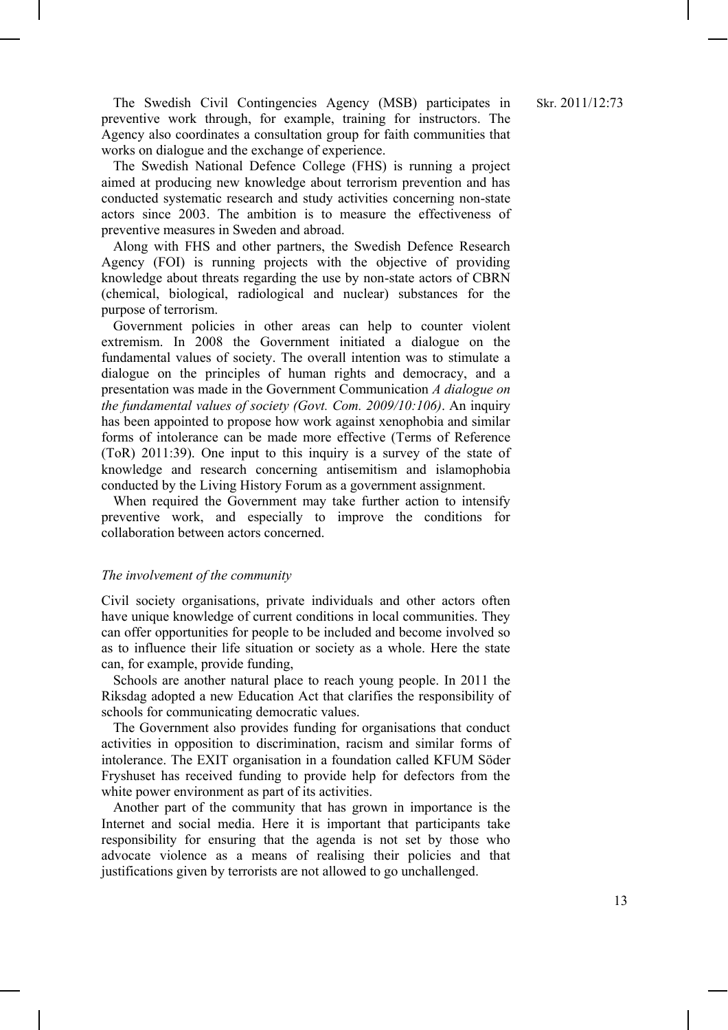The Swedish Civil Contingencies Agency (MSB) participates in preventive work through, for example, training for instructors. The Agency also coordinates a consultation group for faith communities that works on dialogue and the exchange of experience.

The Swedish National Defence College (FHS) is running a project aimed at producing new knowledge about terrorism prevention and has conducted systematic research and study activities concerning non-state actors since 2003. The ambition is to measure the effectiveness of preventive measures in Sweden and abroad.

Along with FHS and other partners, the Swedish Defence Research Agency (FOI) is running projects with the objective of providing knowledge about threats regarding the use by non-state actors of CBRN (chemical, biological, radiological and nuclear) substances for the purpose of terrorism.

Government policies in other areas can help to counter violent extremism. In 2008 the Government initiated a dialogue on the fundamental values of society. The overall intention was to stimulate a dialogue on the principles of human rights and democracy, and a presentation was made in the Government Communication *A dialogue on the fundamental values of society (Govt. Com. 2009/10:106)*. An inquiry has been appointed to propose how work against xenophobia and similar forms of intolerance can be made more effective (Terms of Reference (ToR) 2011:39). One input to this inquiry is a survey of the state of knowledge and research concerning antisemitism and islamophobia conducted by the Living History Forum as a government assignment.

When required the Government may take further action to intensify preventive work, and especially to improve the conditions for collaboration between actors concerned.

### *The involvement of the community*

Civil society organisations, private individuals and other actors often have unique knowledge of current conditions in local communities. They can offer opportunities for people to be included and become involved so as to influence their life situation or society as a whole. Here the state can, for example, provide funding,

Schools are another natural place to reach young people. In 2011 the Riksdag adopted a new Education Act that clarifies the responsibility of schools for communicating democratic values.

The Government also provides funding for organisations that conduct activities in opposition to discrimination, racism and similar forms of intolerance. The EXIT organisation in a foundation called KFUM Söder Fryshuset has received funding to provide help for defectors from the white power environment as part of its activities.

Another part of the community that has grown in importance is the Internet and social media. Here it is important that participants take responsibility for ensuring that the agenda is not set by those who advocate violence as a means of realising their policies and that justifications given by terrorists are not allowed to go unchallenged.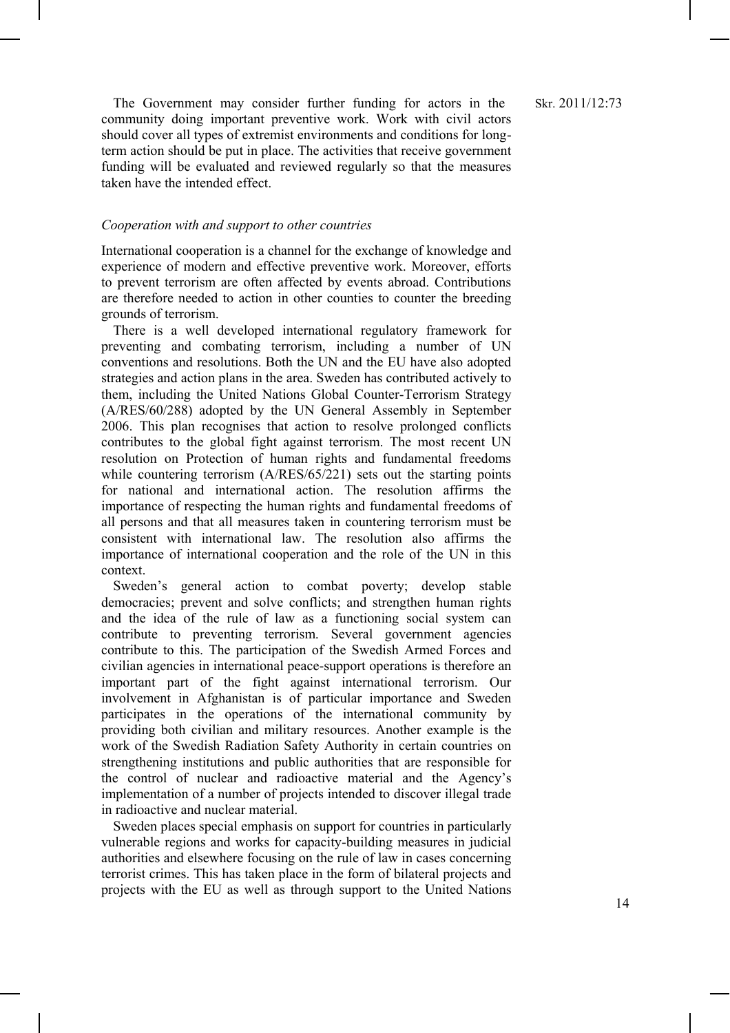The Government may consider further funding for actors in the community doing important preventive work. Work with civil actors should cover all types of extremist environments and conditions for long-term action should be put in place. The activities that receive government funding will be evaluated and reviewed regularly so that the measures taken have the intended effect.

*Cooperation with and support to other countries*

International cooperation is a channel for the exchange of knowledge and experience of modern and effective preventive work. Moreover, efforts to prevent terrorism are often affected by events abroad. Contributions are therefore needed to action in other counties to counter the breeding grounds of terrorism.

There is a well developed international regulatory framework for preventing and combating terrorism, including a number of UN conventions and resolutions. Both the UN and the EU have also adopted strategies and action plans in the area. Sweden has contributed actively to them, including the United Nations Global Counter-Terrorism Strategy (A/RES/60/288) adopted by the UN General Assembly in September 2006. This plan recognises that action to resolve prolonged conflicts contributes to the global fight against terrorism. The most recent UN resolution on Protection of human rights and fundamental freedoms while countering terrorism (A/RES/65/221) sets out the starting points for national and international action. The resolution affirms the importance of respecting the human rights and fundamental freedoms of all persons and that all measures taken in countering terrorism must be consistent with international law. The resolution also affirms the importance of international cooperation and the role of the UN in this context.

Sweden's general action to combat poverty; develop stable democracies; prevent and solve conflicts; and strengthen human rights and the idea of the rule of law as a functioning social system can contribute to preventing terrorism. Several government agencies contribute to this. The participation of the Swedish Armed Forces and civilian agencies in international peace-support operations is therefore an important part of the fight against international terrorism. Our involvement in Afghanistan is of particular importance and Sweden participates in the operations of the international community by providing both civilian and military resources. Another example is the work of the Swedish Radiation Safety Authority in certain countries on strengthening institutions and public authorities that are responsible for the control of nuclear and radioactive material and the Agency's implementation of a number of projects intended to discover illegal trade in radioactive and nuclear material.

Sweden places special emphasis on support for countries in particularly vulnerable regions and works for capacity-building measures in judicial authorities and elsewhere focusing on the rule of law in cases concerning terrorist crimes. This has taken place in the form of bilateral projects and projects with the EU as well as through support to the United Nations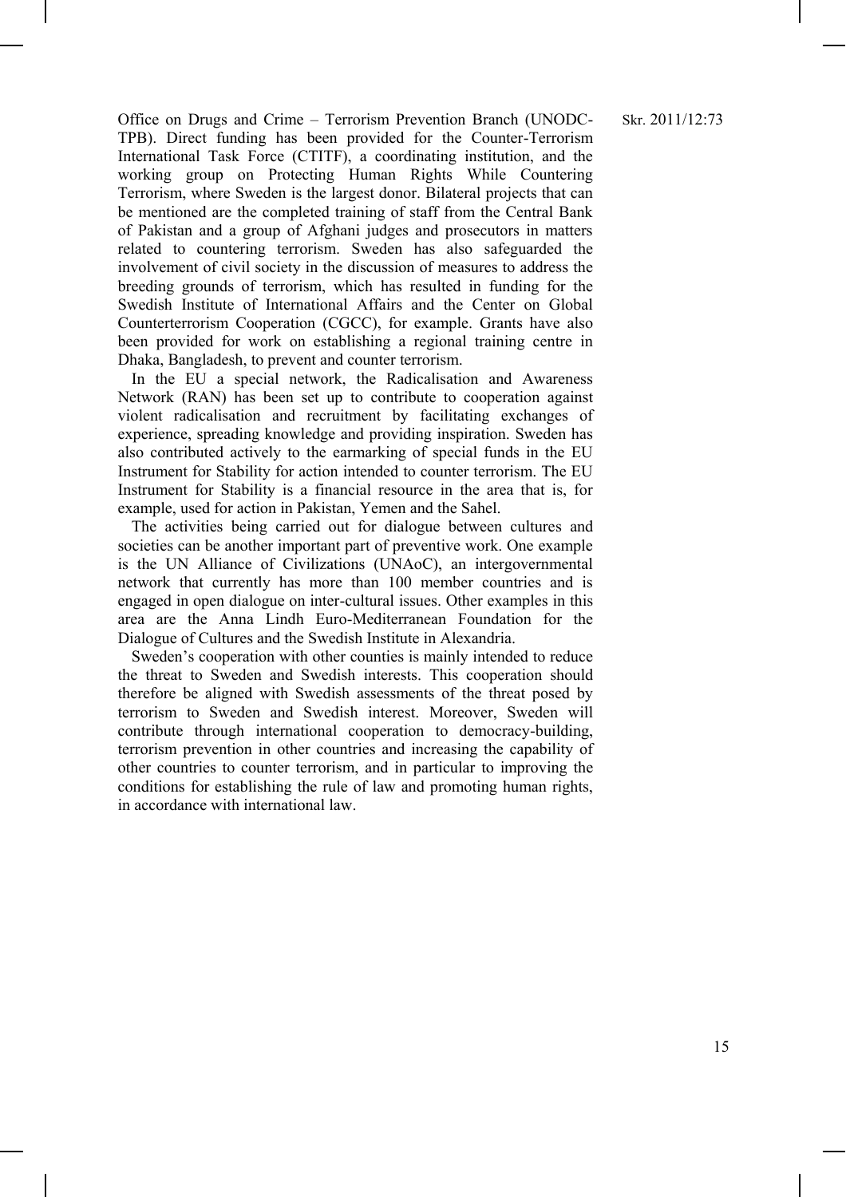Office on Drugs and Crime – Terrorism Prevention Branch (UNODC-TPB). Direct funding has been provided for the Counter-Terrorism International Task Force (CTITF), a coordinating institution, and the working group on Protecting Human Rights While Countering Terrorism, where Sweden is the largest donor. Bilateral projects that can be mentioned are the completed training of staff from the Central Bank of Pakistan and a group of Afghani judges and prosecutors in matters related to countering terrorism. Sweden has also safeguarded the involvement of civil society in the discussion of measures to address the breeding grounds of terrorism, which has resulted in funding for the Swedish Institute of International Affairs and the Center on Global Counterterrorism Cooperation (CGCC), for example. Grants have also been provided for work on establishing a regional training centre in Dhaka, Bangladesh, to prevent and counter terrorism.

In the EU a special network, the Radicalisation and Awareness Network (RAN) has been set up to contribute to cooperation against violent radicalisation and recruitment by facilitating exchanges of experience, spreading knowledge and providing inspiration. Sweden has also contributed actively to the earmarking of special funds in the EU Instrument for Stability for action intended to counter terrorism. The EU Instrument for Stability is a financial resource in the area that is, for example, used for action in Pakistan, Yemen and the Sahel.

The activities being carried out for dialogue between cultures and societies can be another important part of preventive work. One example is the UN Alliance of Civilizations (UNAoC), an intergovernmental network that currently has more than 100 member countries and is engaged in open dialogue on inter-cultural issues. Other examples in this area are the Anna Lindh Euro-Mediterranean Foundation for the Dialogue of Cultures and the Swedish Institute in Alexandria.

Sweden's cooperation with other counties is mainly intended to reduce the threat to Sweden and Swedish interests. This cooperation should therefore be aligned with Swedish assessments of the threat posed by terrorism to Sweden and Swedish interest. Moreover, Sweden will contribute through international cooperation to democracy-building, terrorism prevention in other countries and increasing the capability of other countries to counter terrorism, and in particular to improving the conditions for establishing the rule of law and promoting human rights, in accordance with international law.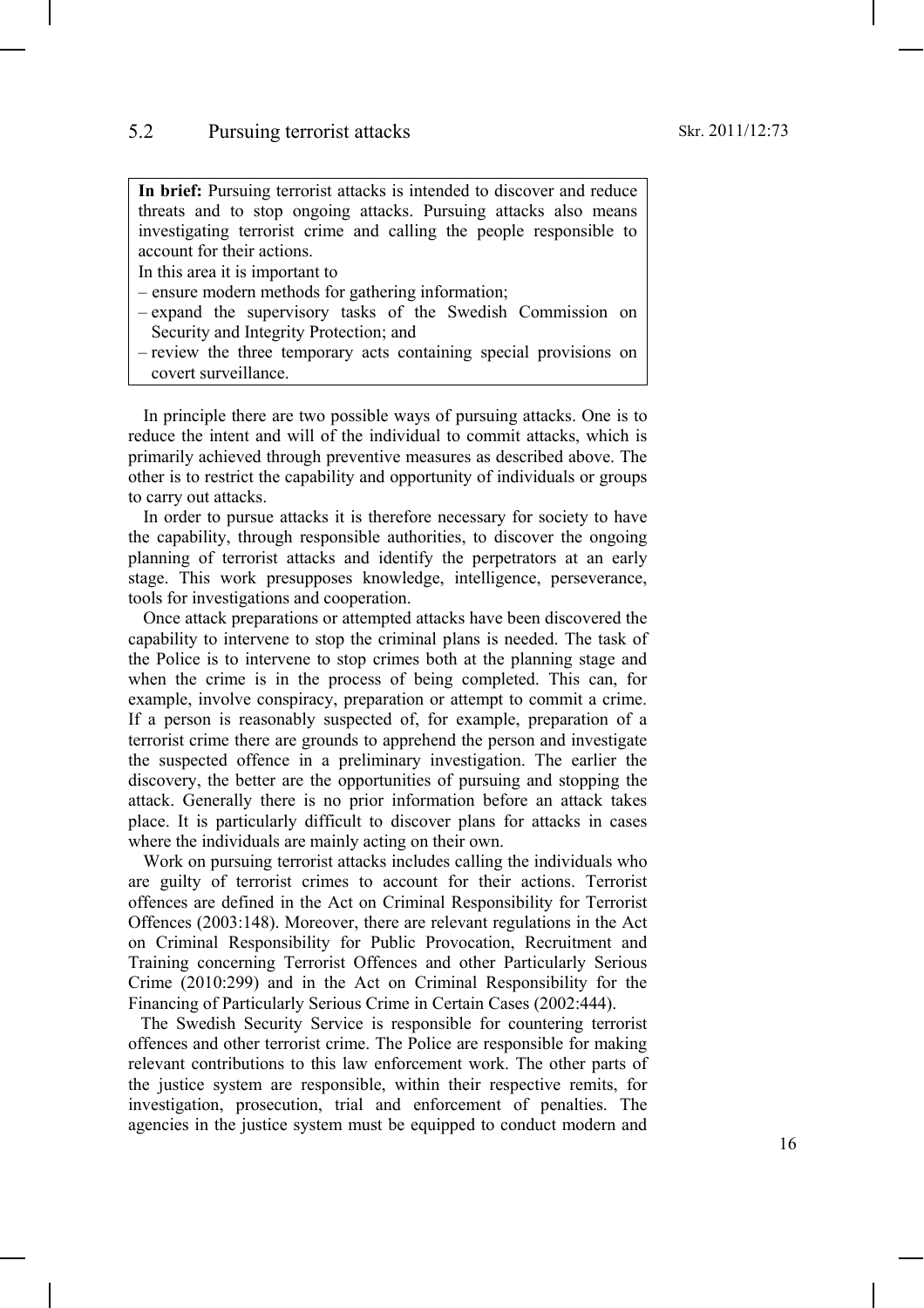## 5.2 Pursuing terrorist attacks

> **In brief:** Pursuing terrorist attacks is intended to discover and reduce threats and to stop ongoing attacks. Pursuing attacks also means investigating terrorist crime and calling the people responsible to account for their actions.
>
> In this area it is important to
>
> – ensure modern methods for gathering information;
>
> – expand the supervisory tasks of the Swedish Commission on Security and Integrity Protection; and
>
> – review the three temporary acts containing special provisions on covert surveillance.

In principle there are two possible ways of pursuing attacks. One is to reduce the intent and will of the individual to commit attacks, which is primarily achieved through preventive measures as described above. The other is to restrict the capability and opportunity of individuals or groups to carry out attacks.

In order to pursue attacks it is therefore necessary for society to have the capability, through responsible authorities, to discover the ongoing planning of terrorist attacks and identify the perpetrators at an early stage. This work presupposes knowledge, intelligence, perseverance, tools for investigations and cooperation.

Once attack preparations or attempted attacks have been discovered the capability to intervene to stop the criminal plans is needed. The task of the Police is to intervene to stop crimes both at the planning stage and when the crime is in the process of being completed. This can, for example, involve conspiracy, preparation or attempt to commit a crime. If a person is reasonably suspected of, for example, preparation of a terrorist crime there are grounds to apprehend the person and investigate the suspected offence in a preliminary investigation. The earlier the discovery, the better are the opportunities of pursuing and stopping the attack. Generally there is no prior information before an attack takes place. It is particularly difficult to discover plans for attacks in cases where the individuals are mainly acting on their own.

Work on pursuing terrorist attacks includes calling the individuals who are guilty of terrorist crimes to account for their actions. Terrorist offences are defined in the Act on Criminal Responsibility for Terrorist Offences (2003:148). Moreover, there are relevant regulations in the Act on Criminal Responsibility for Public Provocation, Recruitment and Training concerning Terrorist Offences and other Particularly Serious Crime (2010:299) and in the Act on Criminal Responsibility for the Financing of Particularly Serious Crime in Certain Cases (2002:444).

The Swedish Security Service is responsible for countering terrorist offences and other terrorist crime. The Police are responsible for making relevant contributions to this law enforcement work. The other parts of the justice system are responsible, within their respective remits, for investigation, prosecution, trial and enforcement of penalties. The agencies in the justice system must be equipped to conduct modern and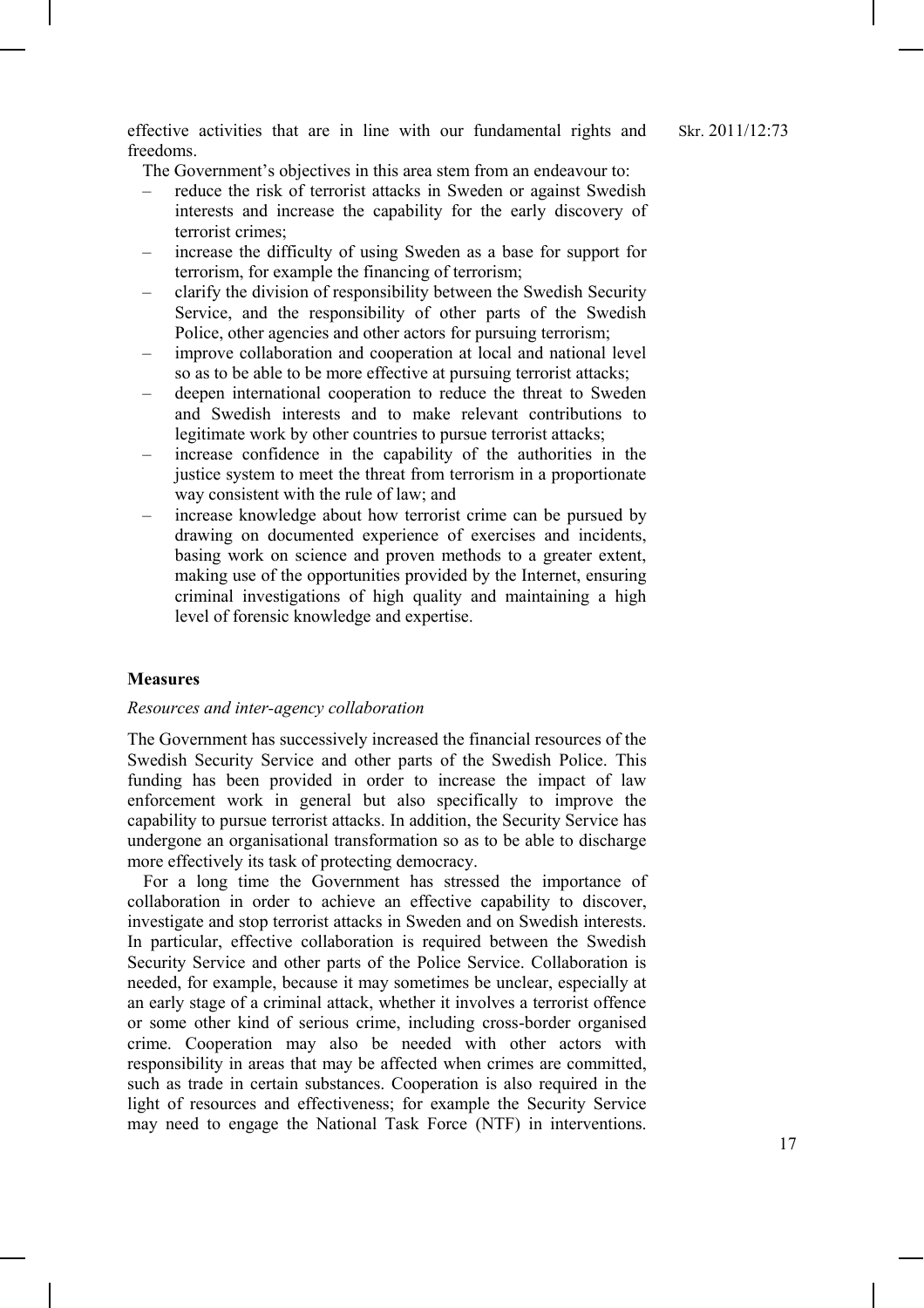effective activities that are in line with our fundamental rights and freedoms.

The Government's objectives in this area stem from an endeavour to:

- reduce the risk of terrorist attacks in Sweden or against Swedish interests and increase the capability for the early discovery of terrorist crimes;
- increase the difficulty of using Sweden as a base for support for terrorism, for example the financing of terrorism;
- clarify the division of responsibility between the Swedish Security Service, and the responsibility of other parts of the Swedish Police, other agencies and other actors for pursuing terrorism;
- improve collaboration and cooperation at local and national level so as to be able to be more effective at pursuing terrorist attacks;
- deepen international cooperation to reduce the threat to Sweden and Swedish interests and to make relevant contributions to legitimate work by other countries to pursue terrorist attacks;
- increase confidence in the capability of the authorities in the justice system to meet the threat from terrorism in a proportionate way consistent with the rule of law; and
- increase knowledge about how terrorist crime can be pursued by drawing on documented experience of exercises and incidents, basing work on science and proven methods to a greater extent, making use of the opportunities provided by the Internet, ensuring criminal investigations of high quality and maintaining a high level of forensic knowledge and expertise.

### Measures

*Resources and inter-agency collaboration*

The Government has successively increased the financial resources of the Swedish Security Service and other parts of the Swedish Police. This funding has been provided in order to increase the impact of law enforcement work in general but also specifically to improve the capability to pursue terrorist attacks. In addition, the Security Service has undergone an organisational transformation so as to be able to discharge more effectively its task of protecting democracy.

For a long time the Government has stressed the importance of collaboration in order to achieve an effective capability to discover, investigate and stop terrorist attacks in Sweden and on Swedish interests. In particular, effective collaboration is required between the Swedish Security Service and other parts of the Police Service. Collaboration is needed, for example, because it may sometimes be unclear, especially at an early stage of a criminal attack, whether it involves a terrorist offence or some other kind of serious crime, including cross-border organised crime. Cooperation may also be needed with other actors with responsibility in areas that may be affected when crimes are committed, such as trade in certain substances. Cooperation is also required in the light of resources and effectiveness; for example the Security Service may need to engage the National Task Force (NTF) in interventions.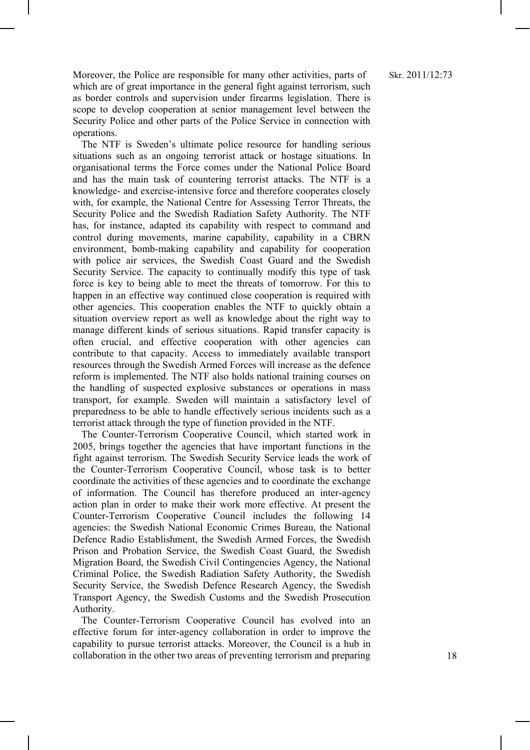Moreover, the Police are responsible for many other activities, parts of which are of great importance in the general fight against terrorism, such as border controls and supervision under firearms legislation. There is scope to develop cooperation at senior management level between the Security Police and other parts of the Police Service in connection with operations.

The NTF is Sweden's ultimate police resource for handling serious situations such as an ongoing terrorist attack or hostage situations. In organisational terms the Force comes under the National Police Board and has the main task of countering terrorist attacks. The NTF is a knowledge- and exercise-intensive force and therefore cooperates closely with, for example, the National Centre for Assessing Terror Threats, the Security Police and the Swedish Radiation Safety Authority. The NTF has, for instance, adapted its capability with respect to command and control during movements, marine capability, capability in a CBRN environment, bomb-making capability and capability for cooperation with police air services, the Swedish Coast Guard and the Swedish Security Service. The capacity to continually modify this type of task force is key to being able to meet the threats of tomorrow. For this to happen in an effective way continued close cooperation is required with other agencies. This cooperation enables the NTF to quickly obtain a situation overview report as well as knowledge about the right way to manage different kinds of serious situations. Rapid transfer capacity is often crucial, and effective cooperation with other agencies can contribute to that capacity. Access to immediately available transport resources through the Swedish Armed Forces will increase as the defence reform is implemented. The NTF also holds national training courses on the handling of suspected explosive substances or operations in mass transport, for example. Sweden will maintain a satisfactory level of preparedness to be able to handle effectively serious incidents such as a terrorist attack through the type of function provided in the NTF.

The Counter-Terrorism Cooperative Council, which started work in 2005, brings together the agencies that have important functions in the fight against terrorism. The Swedish Security Service leads the work of the Counter-Terrorism Cooperative Council, whose task is to better coordinate the activities of these agencies and to coordinate the exchange of information. The Council has therefore produced an inter-agency action plan in order to make their work more effective. At present the Counter-Terrorism Cooperative Council includes the following 14 agencies: the Swedish National Economic Crimes Bureau, the National Defence Radio Establishment, the Swedish Armed Forces, the Swedish Prison and Probation Service, the Swedish Coast Guard, the Swedish Migration Board, the Swedish Civil Contingencies Agency, the National Criminal Police, the Swedish Radiation Safety Authority, the Swedish Security Service, the Swedish Defence Research Agency, the Swedish Transport Agency, the Swedish Customs and the Swedish Prosecution Authority.

The Counter-Terrorism Cooperative Council has evolved into an effective forum for inter-agency collaboration in order to improve the capability to pursue terrorist attacks. Moreover, the Council is a hub in collaboration in the other two areas of preventing terrorism and preparing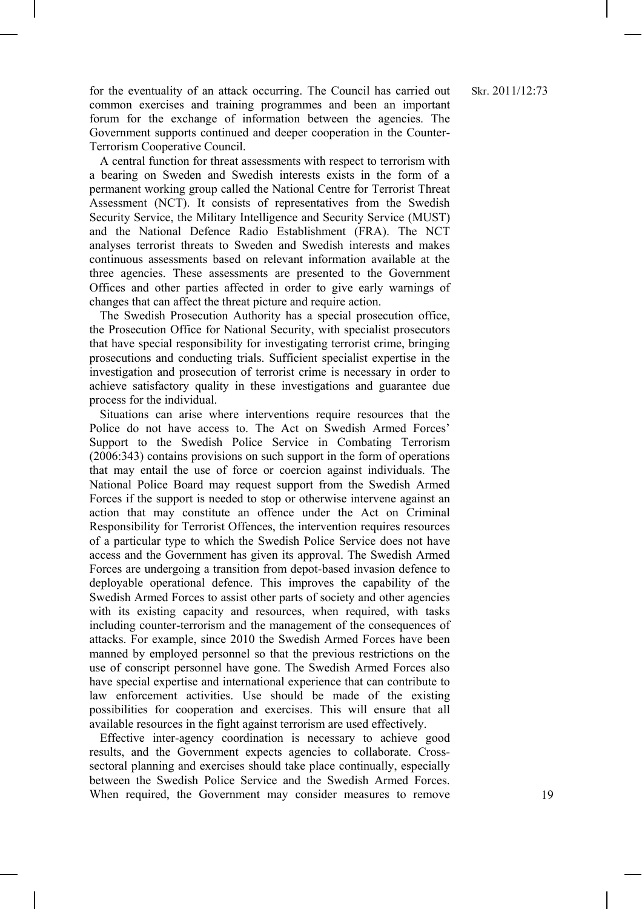for the eventuality of an attack occurring. The Council has carried out common exercises and training programmes and been an important forum for the exchange of information between the agencies. The Government supports continued and deeper cooperation in the Counter-Terrorism Cooperative Council.

A central function for threat assessments with respect to terrorism with a bearing on Sweden and Swedish interests exists in the form of a permanent working group called the National Centre for Terrorist Threat Assessment (NCT). It consists of representatives from the Swedish Security Service, the Military Intelligence and Security Service (MUST) and the National Defence Radio Establishment (FRA). The NCT analyses terrorist threats to Sweden and Swedish interests and makes continuous assessments based on relevant information available at the three agencies. These assessments are presented to the Government Offices and other parties affected in order to give early warnings of changes that can affect the threat picture and require action.

The Swedish Prosecution Authority has a special prosecution office, the Prosecution Office for National Security, with specialist prosecutors that have special responsibility for investigating terrorist crime, bringing prosecutions and conducting trials. Sufficient specialist expertise in the investigation and prosecution of terrorist crime is necessary in order to achieve satisfactory quality in these investigations and guarantee due process for the individual.

Situations can arise where interventions require resources that the Police do not have access to. The Act on Swedish Armed Forces' Support to the Swedish Police Service in Combating Terrorism (2006:343) contains provisions on such support in the form of operations that may entail the use of force or coercion against individuals. The National Police Board may request support from the Swedish Armed Forces if the support is needed to stop or otherwise intervene against an action that may constitute an offence under the Act on Criminal Responsibility for Terrorist Offences, the intervention requires resources of a particular type to which the Swedish Police Service does not have access and the Government has given its approval. The Swedish Armed Forces are undergoing a transition from depot-based invasion defence to deployable operational defence. This improves the capability of the Swedish Armed Forces to assist other parts of society and other agencies with its existing capacity and resources, when required, with tasks including counter-terrorism and the management of the consequences of attacks. For example, since 2010 the Swedish Armed Forces have been manned by employed personnel so that the previous restrictions on the use of conscript personnel have gone. The Swedish Armed Forces also have special expertise and international experience that can contribute to law enforcement activities. Use should be made of the existing possibilities for cooperation and exercises. This will ensure that all available resources in the fight against terrorism are used effectively.

Effective inter-agency coordination is necessary to achieve good results, and the Government expects agencies to collaborate. Cross-sectoral planning and exercises should take place continually, especially between the Swedish Police Service and the Swedish Armed Forces. When required, the Government may consider measures to remove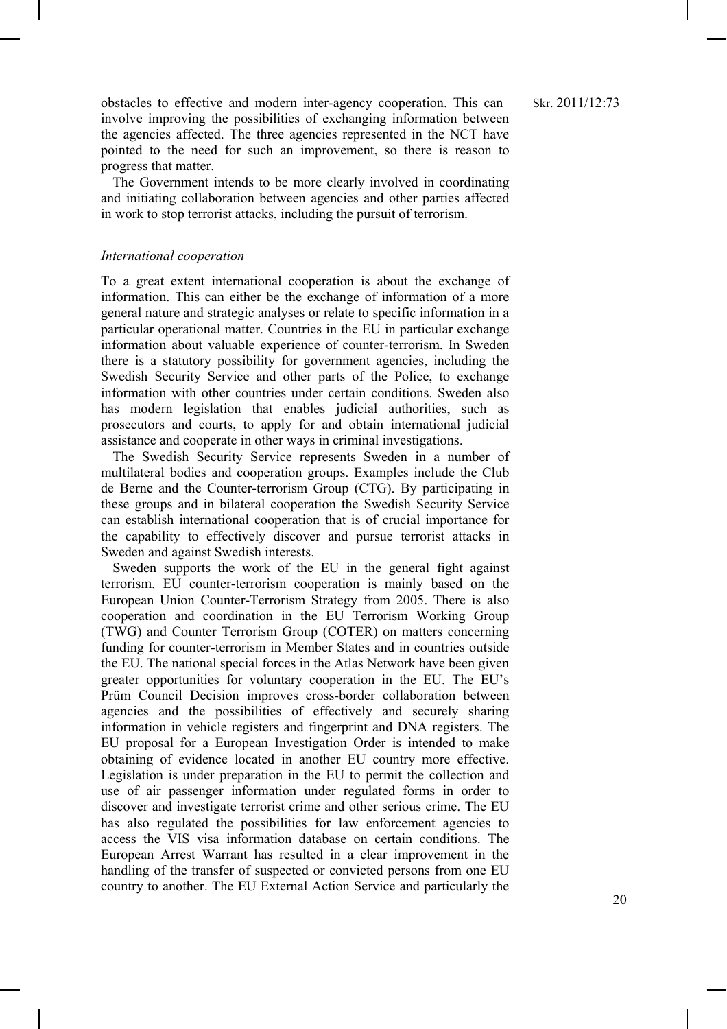obstacles to effective and modern inter-agency cooperation. This can involve improving the possibilities of exchanging information between the agencies affected. The three agencies represented in the NCT have pointed to the need for such an improvement, so there is reason to progress that matter.

The Government intends to be more clearly involved in coordinating and initiating collaboration between agencies and other parties affected in work to stop terrorist attacks, including the pursuit of terrorism.

*International cooperation*

To a great extent international cooperation is about the exchange of information. This can either be the exchange of information of a more general nature and strategic analyses or relate to specific information in a particular operational matter. Countries in the EU in particular exchange information about valuable experience of counter-terrorism. In Sweden there is a statutory possibility for government agencies, including the Swedish Security Service and other parts of the Police, to exchange information with other countries under certain conditions. Sweden also has modern legislation that enables judicial authorities, such as prosecutors and courts, to apply for and obtain international judicial assistance and cooperate in other ways in criminal investigations.

The Swedish Security Service represents Sweden in a number of multilateral bodies and cooperation groups. Examples include the Club de Berne and the Counter-terrorism Group (CTG). By participating in these groups and in bilateral cooperation the Swedish Security Service can establish international cooperation that is of crucial importance for the capability to effectively discover and pursue terrorist attacks in Sweden and against Swedish interests.

Sweden supports the work of the EU in the general fight against terrorism. EU counter-terrorism cooperation is mainly based on the European Union Counter-Terrorism Strategy from 2005. There is also cooperation and coordination in the EU Terrorism Working Group (TWG) and Counter Terrorism Group (COTER) on matters concerning funding for counter-terrorism in Member States and in countries outside the EU. The national special forces in the Atlas Network have been given greater opportunities for voluntary cooperation in the EU. The EU's Prüm Council Decision improves cross-border collaboration between agencies and the possibilities of effectively and securely sharing information in vehicle registers and fingerprint and DNA registers. The EU proposal for a European Investigation Order is intended to make obtaining of evidence located in another EU country more effective. Legislation is under preparation in the EU to permit the collection and use of air passenger information under regulated forms in order to discover and investigate terrorist crime and other serious crime. The EU has also regulated the possibilities for law enforcement agencies to access the VIS visa information database on certain conditions. The European Arrest Warrant has resulted in a clear improvement in the handling of the transfer of suspected or convicted persons from one EU country to another. The EU External Action Service and particularly the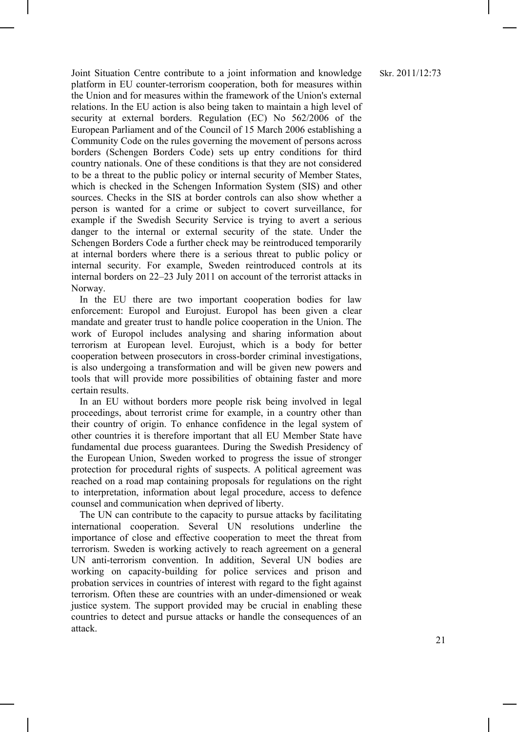Joint Situation Centre contribute to a joint information and knowledge platform in EU counter-terrorism cooperation, both for measures within the Union and for measures within the framework of the Union's external relations. In the EU action is also being taken to maintain a high level of security at external borders. Regulation (EC) No 562/2006 of the European Parliament and of the Council of 15 March 2006 establishing a Community Code on the rules governing the movement of persons across borders (Schengen Borders Code) sets up entry conditions for third country nationals. One of these conditions is that they are not considered to be a threat to the public policy or internal security of Member States, which is checked in the Schengen Information System (SIS) and other sources. Checks in the SIS at border controls can also show whether a person is wanted for a crime or subject to covert surveillance, for example if the Swedish Security Service is trying to avert a serious danger to the internal or external security of the state. Under the Schengen Borders Code a further check may be reintroduced temporarily at internal borders where there is a serious threat to public policy or internal security. For example, Sweden reintroduced controls at its internal borders on 22–23 July 2011 on account of the terrorist attacks in Norway.

In the EU there are two important cooperation bodies for law enforcement: Europol and Eurojust. Europol has been given a clear mandate and greater trust to handle police cooperation in the Union. The work of Europol includes analysing and sharing information about terrorism at European level. Eurojust, which is a body for better cooperation between prosecutors in cross-border criminal investigations, is also undergoing a transformation and will be given new powers and tools that will provide more possibilities of obtaining faster and more certain results.

In an EU without borders more people risk being involved in legal proceedings, about terrorist crime for example, in a country other than their country of origin. To enhance confidence in the legal system of other countries it is therefore important that all EU Member State have fundamental due process guarantees. During the Swedish Presidency of the European Union, Sweden worked to progress the issue of stronger protection for procedural rights of suspects. A political agreement was reached on a road map containing proposals for regulations on the right to interpretation, information about legal procedure, access to defence counsel and communication when deprived of liberty.

The UN can contribute to the capacity to pursue attacks by facilitating international cooperation. Several UN resolutions underline the importance of close and effective cooperation to meet the threat from terrorism. Sweden is working actively to reach agreement on a general UN anti-terrorism convention. In addition, Several UN bodies are working on capacity-building for police services and prison and probation services in countries of interest with regard to the fight against terrorism. Often these are countries with an under-dimensioned or weak justice system. The support provided may be crucial in enabling these countries to detect and pursue attacks or handle the consequences of an attack.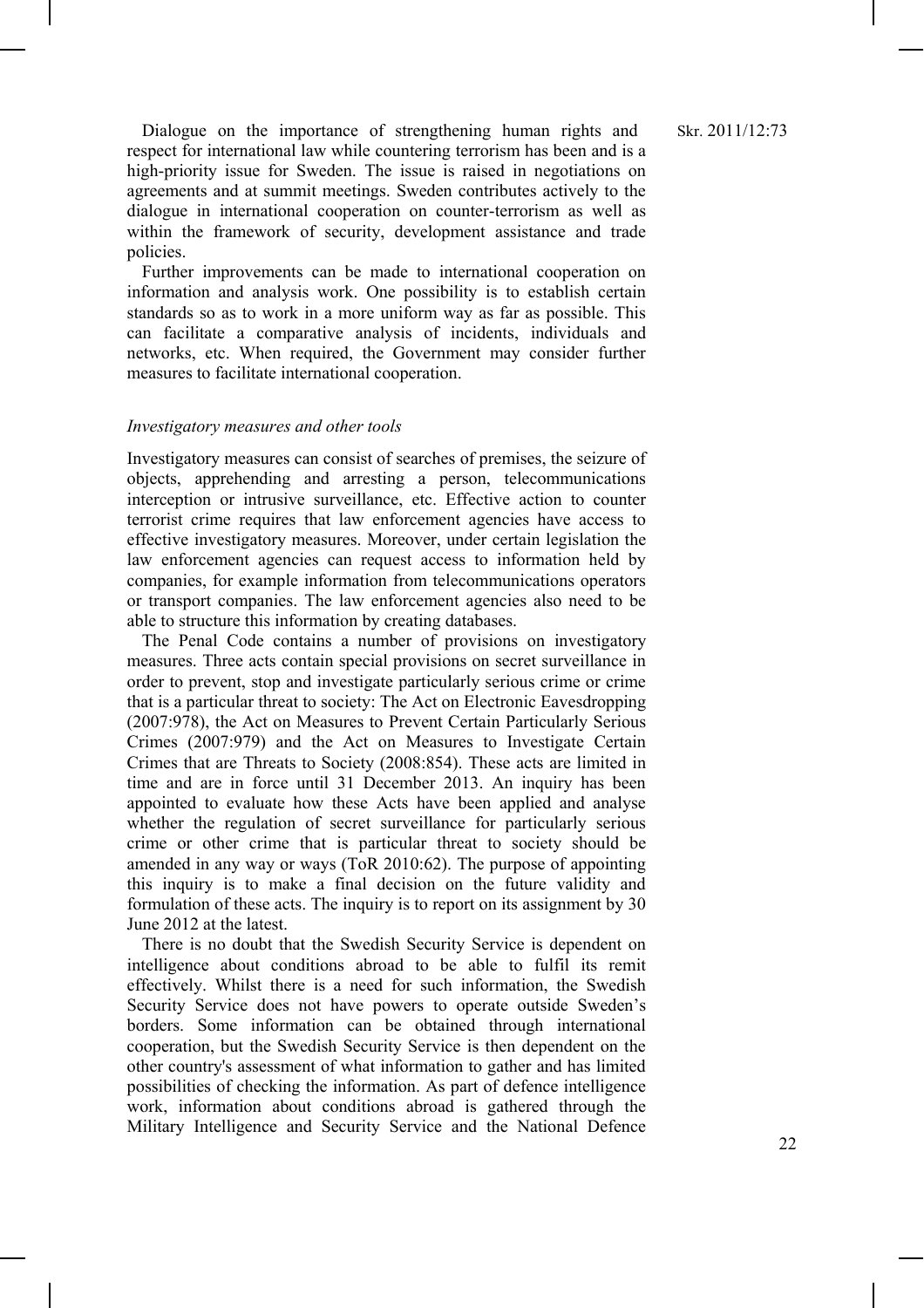Dialogue on the importance of strengthening human rights and respect for international law while countering terrorism has been and is a high-priority issue for Sweden. The issue is raised in negotiations on agreements and at summit meetings. Sweden contributes actively to the dialogue in international cooperation on counter-terrorism as well as within the framework of security, development assistance and trade policies.

Further improvements can be made to international cooperation on information and analysis work. One possibility is to establish certain standards so as to work in a more uniform way as far as possible. This can facilitate a comparative analysis of incidents, individuals and networks, etc. When required, the Government may consider further measures to facilitate international cooperation.

*Investigatory measures and other tools*

Investigatory measures can consist of searches of premises, the seizure of objects, apprehending and arresting a person, telecommunications interception or intrusive surveillance, etc. Effective action to counter terrorist crime requires that law enforcement agencies have access to effective investigatory measures. Moreover, under certain legislation the law enforcement agencies can request access to information held by companies, for example information from telecommunications operators or transport companies. The law enforcement agencies also need to be able to structure this information by creating databases.

The Penal Code contains a number of provisions on investigatory measures. Three acts contain special provisions on secret surveillance in order to prevent, stop and investigate particularly serious crime or crime that is a particular threat to society: The Act on Electronic Eavesdropping (2007:978), the Act on Measures to Prevent Certain Particularly Serious Crimes (2007:979) and the Act on Measures to Investigate Certain Crimes that are Threats to Society (2008:854). These acts are limited in time and are in force until 31 December 2013. An inquiry has been appointed to evaluate how these Acts have been applied and analyse whether the regulation of secret surveillance for particularly serious crime or other crime that is particular threat to society should be amended in any way or ways (ToR 2010:62). The purpose of appointing this inquiry is to make a final decision on the future validity and formulation of these acts. The inquiry is to report on its assignment by 30 June 2012 at the latest.

There is no doubt that the Swedish Security Service is dependent on intelligence about conditions abroad to be able to fulfil its remit effectively. Whilst there is a need for such information, the Swedish Security Service does not have powers to operate outside Sweden's borders. Some information can be obtained through international cooperation, but the Swedish Security Service is then dependent on the other country's assessment of what information to gather and has limited possibilities of checking the information. As part of defence intelligence work, information about conditions abroad is gathered through the Military Intelligence and Security Service and the National Defence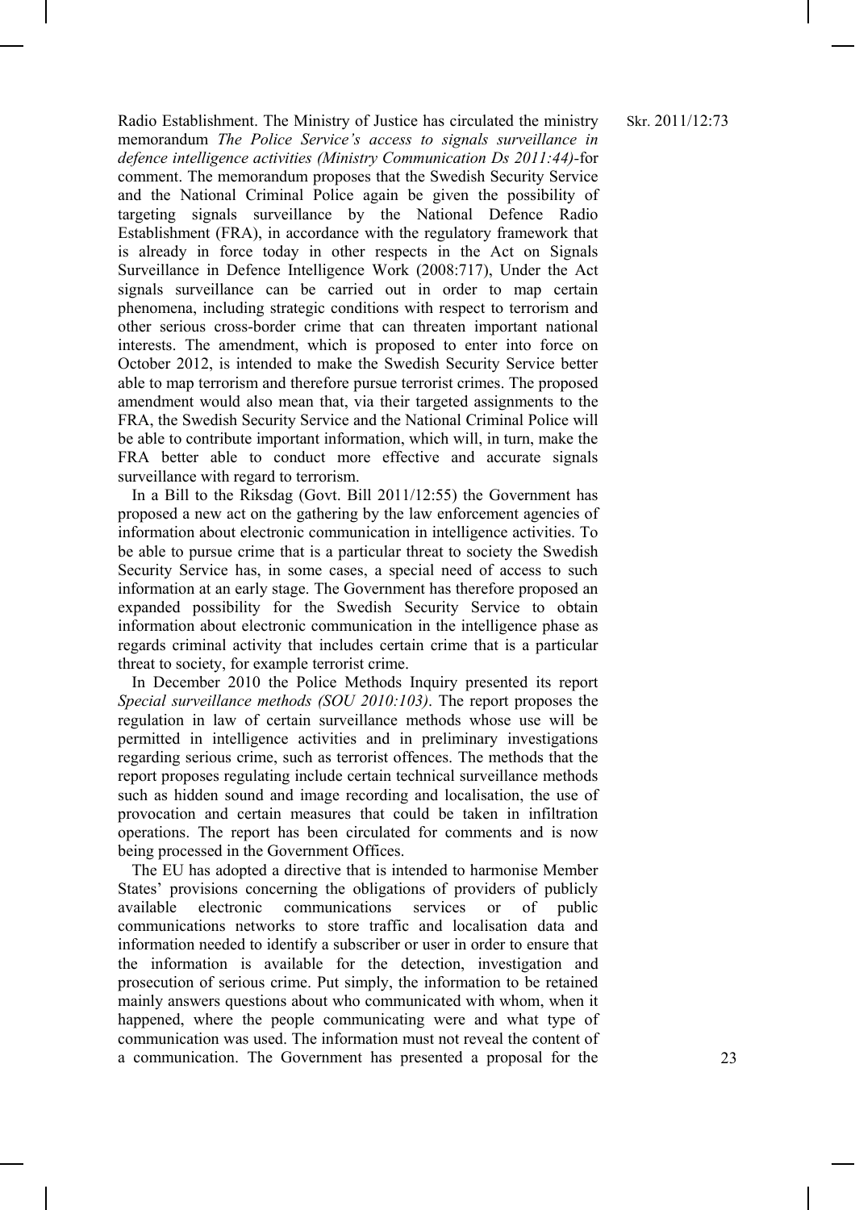Radio Establishment. The Ministry of Justice has circulated the ministry memorandum *The Police Service's access to signals surveillance in defence intelligence activities (Ministry Communication Ds 2011:44)*-for comment. The memorandum proposes that the Swedish Security Service and the National Criminal Police again be given the possibility of targeting signals surveillance by the National Defence Radio Establishment (FRA), in accordance with the regulatory framework that is already in force today in other respects in the Act on Signals Surveillance in Defence Intelligence Work (2008:717), Under the Act signals surveillance can be carried out in order to map certain phenomena, including strategic conditions with respect to terrorism and other serious cross-border crime that can threaten important national interests. The amendment, which is proposed to enter into force on October 2012, is intended to make the Swedish Security Service better able to map terrorism and therefore pursue terrorist crimes. The proposed amendment would also mean that, via their targeted assignments to the FRA, the Swedish Security Service and the National Criminal Police will be able to contribute important information, which will, in turn, make the FRA better able to conduct more effective and accurate signals surveillance with regard to terrorism.

In a Bill to the Riksdag (Govt. Bill 2011/12:55) the Government has proposed a new act on the gathering by the law enforcement agencies of information about electronic communication in intelligence activities. To be able to pursue crime that is a particular threat to society the Swedish Security Service has, in some cases, a special need of access to such information at an early stage. The Government has therefore proposed an expanded possibility for the Swedish Security Service to obtain information about electronic communication in the intelligence phase as regards criminal activity that includes certain crime that is a particular threat to society, for example terrorist crime.

In December 2010 the Police Methods Inquiry presented its report *Special surveillance methods (SOU 2010:103)*. The report proposes the regulation in law of certain surveillance methods whose use will be permitted in intelligence activities and in preliminary investigations regarding serious crime, such as terrorist offences. The methods that the report proposes regulating include certain technical surveillance methods such as hidden sound and image recording and localisation, the use of provocation and certain measures that could be taken in infiltration operations. The report has been circulated for comments and is now being processed in the Government Offices.

The EU has adopted a directive that is intended to harmonise Member States' provisions concerning the obligations of providers of publicly available electronic communications services or of public communications networks to store traffic and localisation data and information needed to identify a subscriber or user in order to ensure that the information is available for the detection, investigation and prosecution of serious crime. Put simply, the information to be retained mainly answers questions about who communicated with whom, when it happened, where the people communicating were and what type of communication was used. The information must not reveal the content of a communication. The Government has presented a proposal for the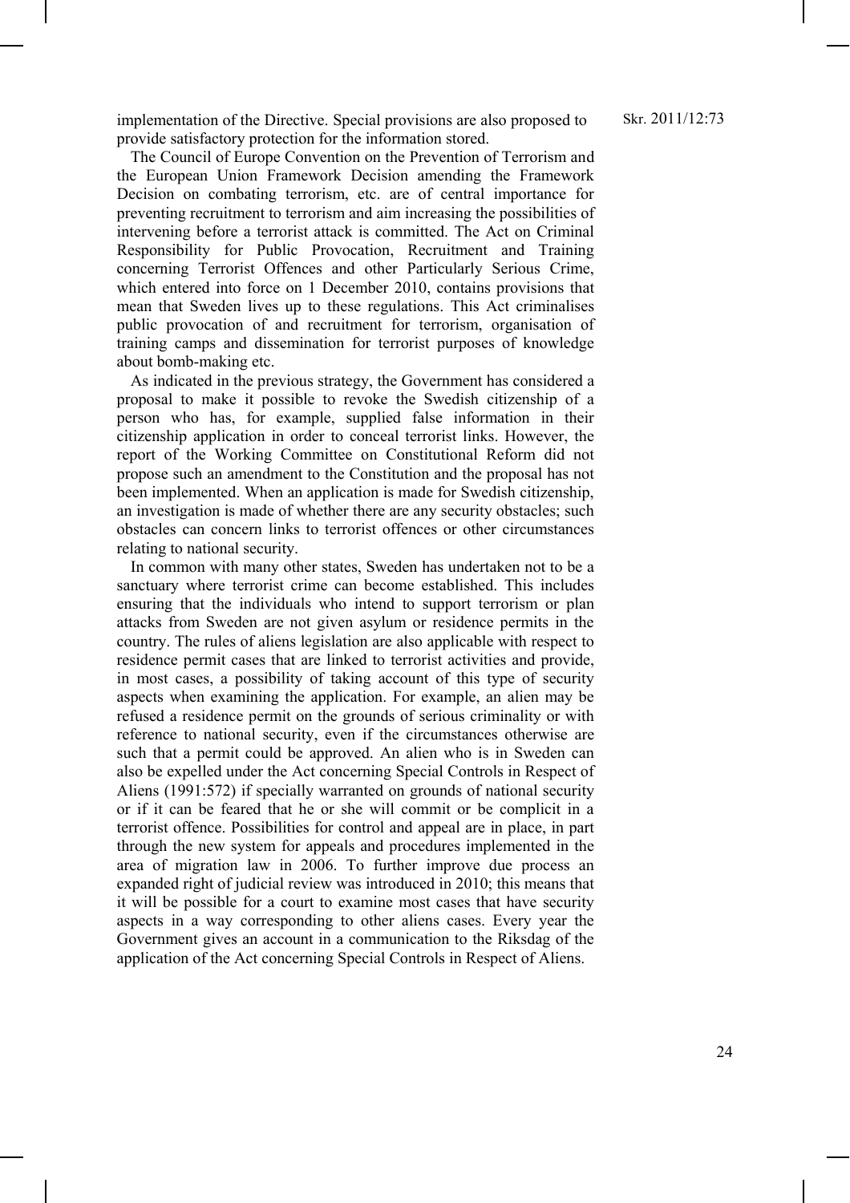implementation of the Directive. Special provisions are also proposed to provide satisfactory protection for the information stored.

The Council of Europe Convention on the Prevention of Terrorism and the European Union Framework Decision amending the Framework Decision on combating terrorism, etc. are of central importance for preventing recruitment to terrorism and aim increasing the possibilities of intervening before a terrorist attack is committed. The Act on Criminal Responsibility for Public Provocation, Recruitment and Training concerning Terrorist Offences and other Particularly Serious Crime, which entered into force on 1 December 2010, contains provisions that mean that Sweden lives up to these regulations. This Act criminalises public provocation of and recruitment for terrorism, organisation of training camps and dissemination for terrorist purposes of knowledge about bomb-making etc.

As indicated in the previous strategy, the Government has considered a proposal to make it possible to revoke the Swedish citizenship of a person who has, for example, supplied false information in their citizenship application in order to conceal terrorist links. However, the report of the Working Committee on Constitutional Reform did not propose such an amendment to the Constitution and the proposal has not been implemented. When an application is made for Swedish citizenship, an investigation is made of whether there are any security obstacles; such obstacles can concern links to terrorist offences or other circumstances relating to national security.

In common with many other states, Sweden has undertaken not to be a sanctuary where terrorist crime can become established. This includes ensuring that the individuals who intend to support terrorism or plan attacks from Sweden are not given asylum or residence permits in the country. The rules of aliens legislation are also applicable with respect to residence permit cases that are linked to terrorist activities and provide, in most cases, a possibility of taking account of this type of security aspects when examining the application. For example, an alien may be refused a residence permit on the grounds of serious criminality or with reference to national security, even if the circumstances otherwise are such that a permit could be approved. An alien who is in Sweden can also be expelled under the Act concerning Special Controls in Respect of Aliens (1991:572) if specially warranted on grounds of national security or if it can be feared that he or she will commit or be complicit in a terrorist offence. Possibilities for control and appeal are in place, in part through the new system for appeals and procedures implemented in the area of migration law in 2006. To further improve due process an expanded right of judicial review was introduced in 2010; this means that it will be possible for a court to examine most cases that have security aspects in a way corresponding to other aliens cases. Every year the Government gives an account in a communication to the Riksdag of the application of the Act concerning Special Controls in Respect of Aliens.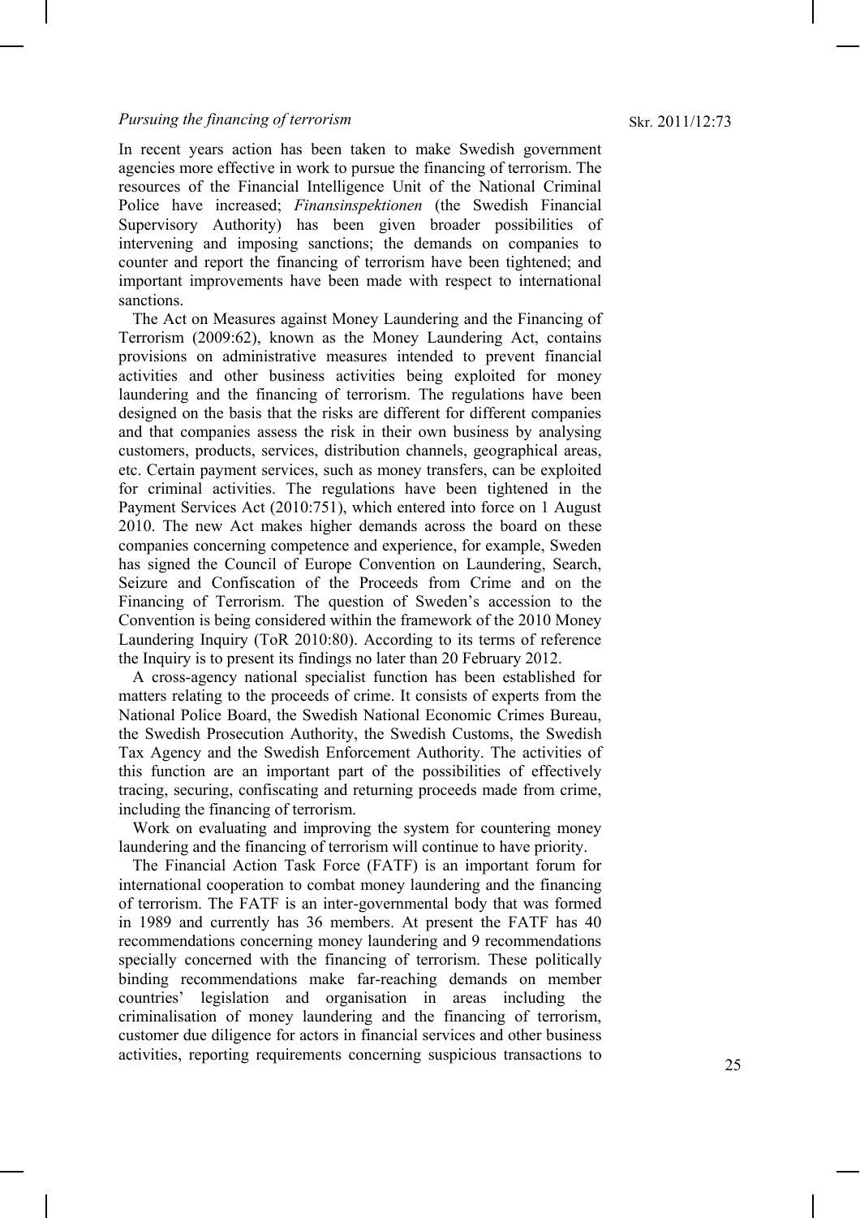*Pursuing the financing of terrorism*

In recent years action has been taken to make Swedish government agencies more effective in work to pursue the financing of terrorism. The resources of the Financial Intelligence Unit of the National Criminal Police have increased; *Finansinspektionen* (the Swedish Financial Supervisory Authority) has been given broader possibilities of intervening and imposing sanctions; the demands on companies to counter and report the financing of terrorism have been tightened; and important improvements have been made with respect to international sanctions.

The Act on Measures against Money Laundering and the Financing of Terrorism (2009:62), known as the Money Laundering Act, contains provisions on administrative measures intended to prevent financial activities and other business activities being exploited for money laundering and the financing of terrorism. The regulations have been designed on the basis that the risks are different for different companies and that companies assess the risk in their own business by analysing customers, products, services, distribution channels, geographical areas, etc. Certain payment services, such as money transfers, can be exploited for criminal activities. The regulations have been tightened in the Payment Services Act (2010:751), which entered into force on 1 August 2010. The new Act makes higher demands across the board on these companies concerning competence and experience, for example, Sweden has signed the Council of Europe Convention on Laundering, Search, Seizure and Confiscation of the Proceeds from Crime and on the Financing of Terrorism. The question of Sweden's accession to the Convention is being considered within the framework of the 2010 Money Laundering Inquiry (ToR 2010:80). According to its terms of reference the Inquiry is to present its findings no later than 20 February 2012.

A cross-agency national specialist function has been established for matters relating to the proceeds of crime. It consists of experts from the National Police Board, the Swedish National Economic Crimes Bureau, the Swedish Prosecution Authority, the Swedish Customs, the Swedish Tax Agency and the Swedish Enforcement Authority. The activities of this function are an important part of the possibilities of effectively tracing, securing, confiscating and returning proceeds made from crime, including the financing of terrorism.

Work on evaluating and improving the system for countering money laundering and the financing of terrorism will continue to have priority.

The Financial Action Task Force (FATF) is an important forum for international cooperation to combat money laundering and the financing of terrorism. The FATF is an inter-governmental body that was formed in 1989 and currently has 36 members. At present the FATF has 40 recommendations concerning money laundering and 9 recommendations specially concerned with the financing of terrorism. These politically binding recommendations make far-reaching demands on member countries' legislation and organisation in areas including the criminalisation of money laundering and the financing of terrorism, customer due diligence for actors in financial services and other business activities, reporting requirements concerning suspicious transactions to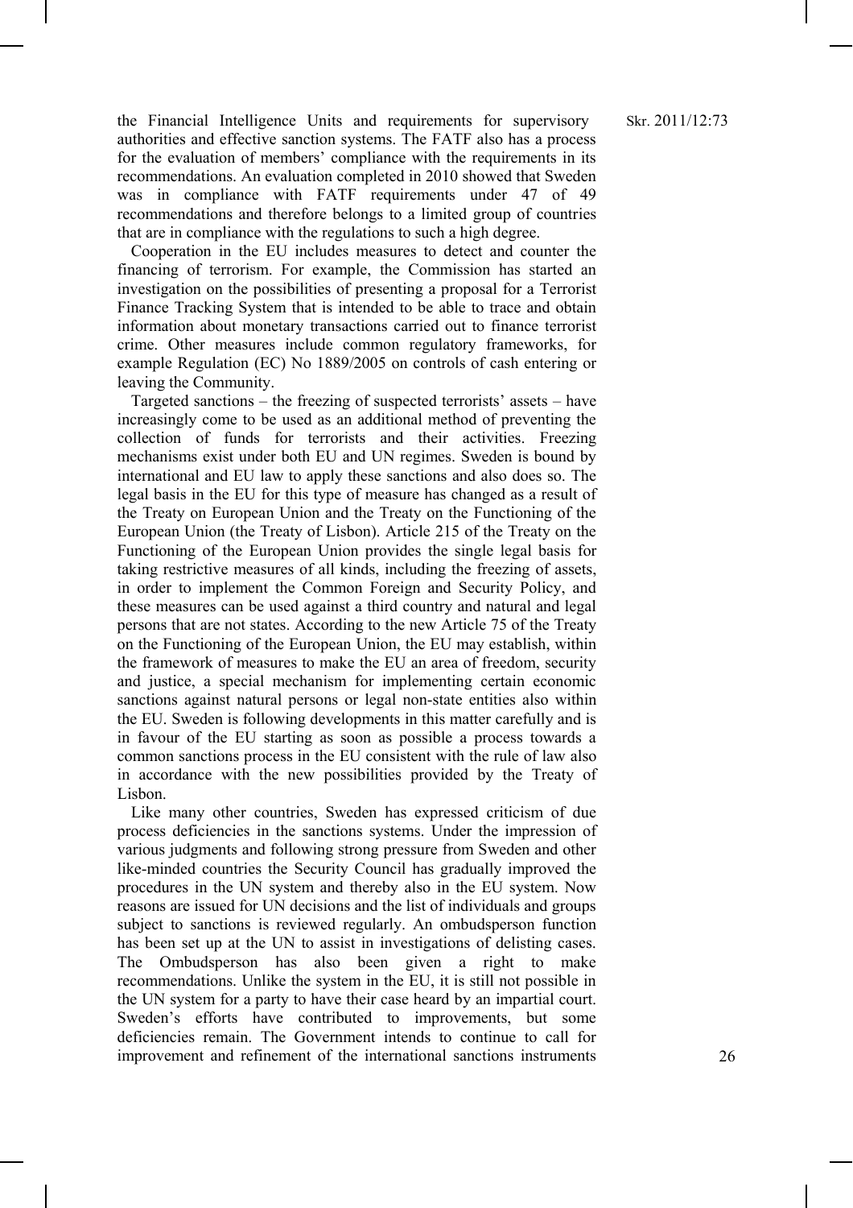the Financial Intelligence Units and requirements for supervisory authorities and effective sanction systems. The FATF also has a process for the evaluation of members' compliance with the requirements in its recommendations. An evaluation completed in 2010 showed that Sweden was in compliance with FATF requirements under 47 of 49 recommendations and therefore belongs to a limited group of countries that are in compliance with the regulations to such a high degree.

Cooperation in the EU includes measures to detect and counter the financing of terrorism. For example, the Commission has started an investigation on the possibilities of presenting a proposal for a Terrorist Finance Tracking System that is intended to be able to trace and obtain information about monetary transactions carried out to finance terrorist crime. Other measures include common regulatory frameworks, for example Regulation (EC) No 1889/2005 on controls of cash entering or leaving the Community.

Targeted sanctions – the freezing of suspected terrorists' assets – have increasingly come to be used as an additional method of preventing the collection of funds for terrorists and their activities. Freezing mechanisms exist under both EU and UN regimes. Sweden is bound by international and EU law to apply these sanctions and also does so. The legal basis in the EU for this type of measure has changed as a result of the Treaty on European Union and the Treaty on the Functioning of the European Union (the Treaty of Lisbon). Article 215 of the Treaty on the Functioning of the European Union provides the single legal basis for taking restrictive measures of all kinds, including the freezing of assets, in order to implement the Common Foreign and Security Policy, and these measures can be used against a third country and natural and legal persons that are not states. According to the new Article 75 of the Treaty on the Functioning of the European Union, the EU may establish, within the framework of measures to make the EU an area of freedom, security and justice, a special mechanism for implementing certain economic sanctions against natural persons or legal non-state entities also within the EU. Sweden is following developments in this matter carefully and is in favour of the EU starting as soon as possible a process towards a common sanctions process in the EU consistent with the rule of law also in accordance with the new possibilities provided by the Treaty of Lisbon.

Like many other countries, Sweden has expressed criticism of due process deficiencies in the sanctions systems. Under the impression of various judgments and following strong pressure from Sweden and other like-minded countries the Security Council has gradually improved the procedures in the UN system and thereby also in the EU system. Now reasons are issued for UN decisions and the list of individuals and groups subject to sanctions is reviewed regularly. An ombudsperson function has been set up at the UN to assist in investigations of delisting cases. The Ombudsperson has also been given a right to make recommendations. Unlike the system in the EU, it is still not possible in the UN system for a party to have their case heard by an impartial court. Sweden's efforts have contributed to improvements, but some deficiencies remain. The Government intends to continue to call for improvement and refinement of the international sanctions instruments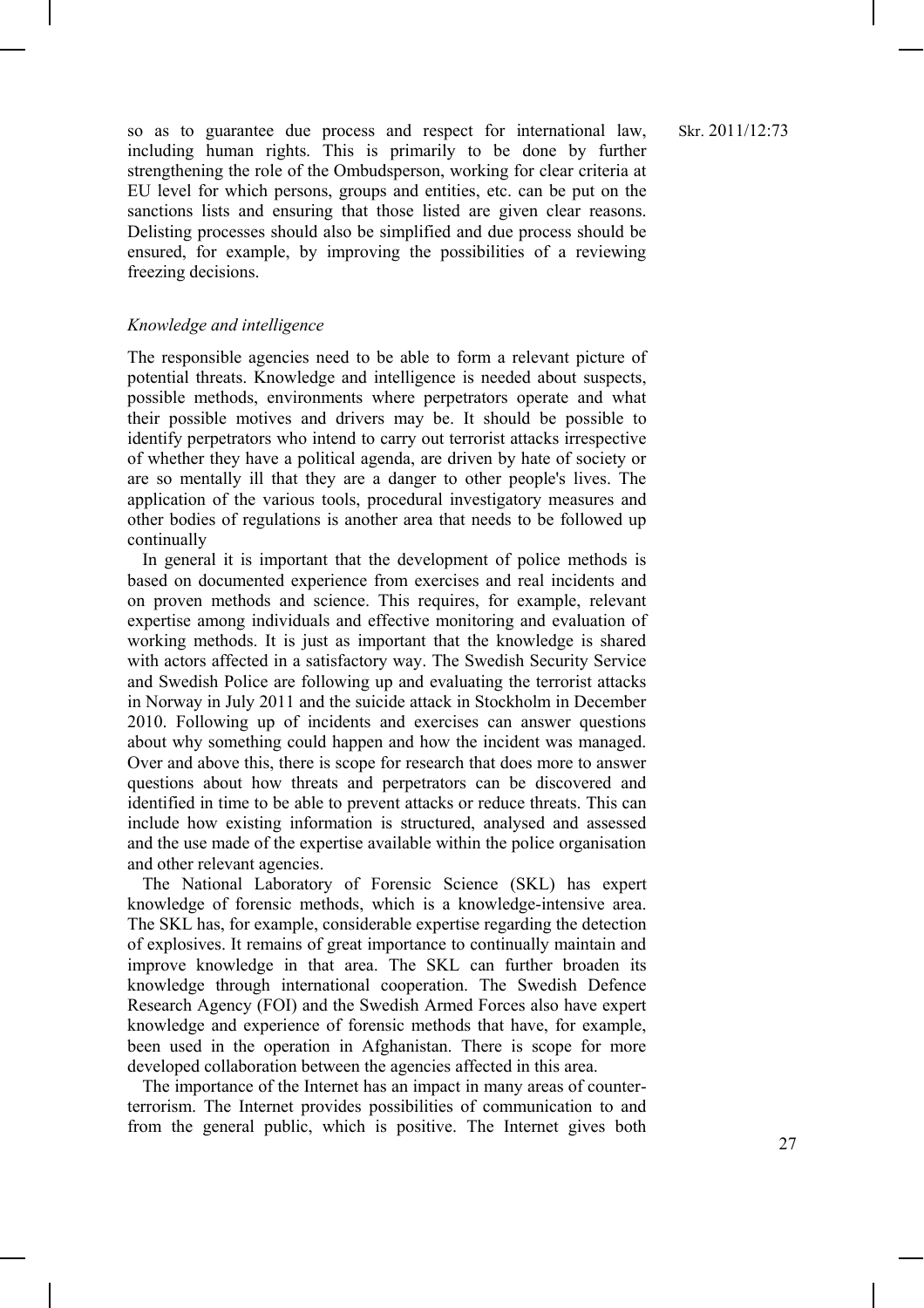so as to guarantee due process and respect for international law, including human rights. This is primarily to be done by further strengthening the role of the Ombudsperson, working for clear criteria at EU level for which persons, groups and entities, etc. can be put on the sanctions lists and ensuring that those listed are given clear reasons. Delisting processes should also be simplified and due process should be ensured, for example, by improving the possibilities of a reviewing freezing decisions.

*Knowledge and intelligence*

The responsible agencies need to be able to form a relevant picture of potential threats. Knowledge and intelligence is needed about suspects, possible methods, environments where perpetrators operate and what their possible motives and drivers may be. It should be possible to identify perpetrators who intend to carry out terrorist attacks irrespective of whether they have a political agenda, are driven by hate of society or are so mentally ill that they are a danger to other people's lives. The application of the various tools, procedural investigatory measures and other bodies of regulations is another area that needs to be followed up continually

In general it is important that the development of police methods is based on documented experience from exercises and real incidents and on proven methods and science. This requires, for example, relevant expertise among individuals and effective monitoring and evaluation of working methods. It is just as important that the knowledge is shared with actors affected in a satisfactory way. The Swedish Security Service and Swedish Police are following up and evaluating the terrorist attacks in Norway in July 2011 and the suicide attack in Stockholm in December 2010. Following up of incidents and exercises can answer questions about why something could happen and how the incident was managed. Over and above this, there is scope for research that does more to answer questions about how threats and perpetrators can be discovered and identified in time to be able to prevent attacks or reduce threats. This can include how existing information is structured, analysed and assessed and the use made of the expertise available within the police organisation and other relevant agencies.

The National Laboratory of Forensic Science (SKL) has expert knowledge of forensic methods, which is a knowledge-intensive area. The SKL has, for example, considerable expertise regarding the detection of explosives. It remains of great importance to continually maintain and improve knowledge in that area. The SKL can further broaden its knowledge through international cooperation. The Swedish Defence Research Agency (FOI) and the Swedish Armed Forces also have expert knowledge and experience of forensic methods that have, for example, been used in the operation in Afghanistan. There is scope for more developed collaboration between the agencies affected in this area.

The importance of the Internet has an impact in many areas of counter-terrorism. The Internet provides possibilities of communication to and from the general public, which is positive. The Internet gives both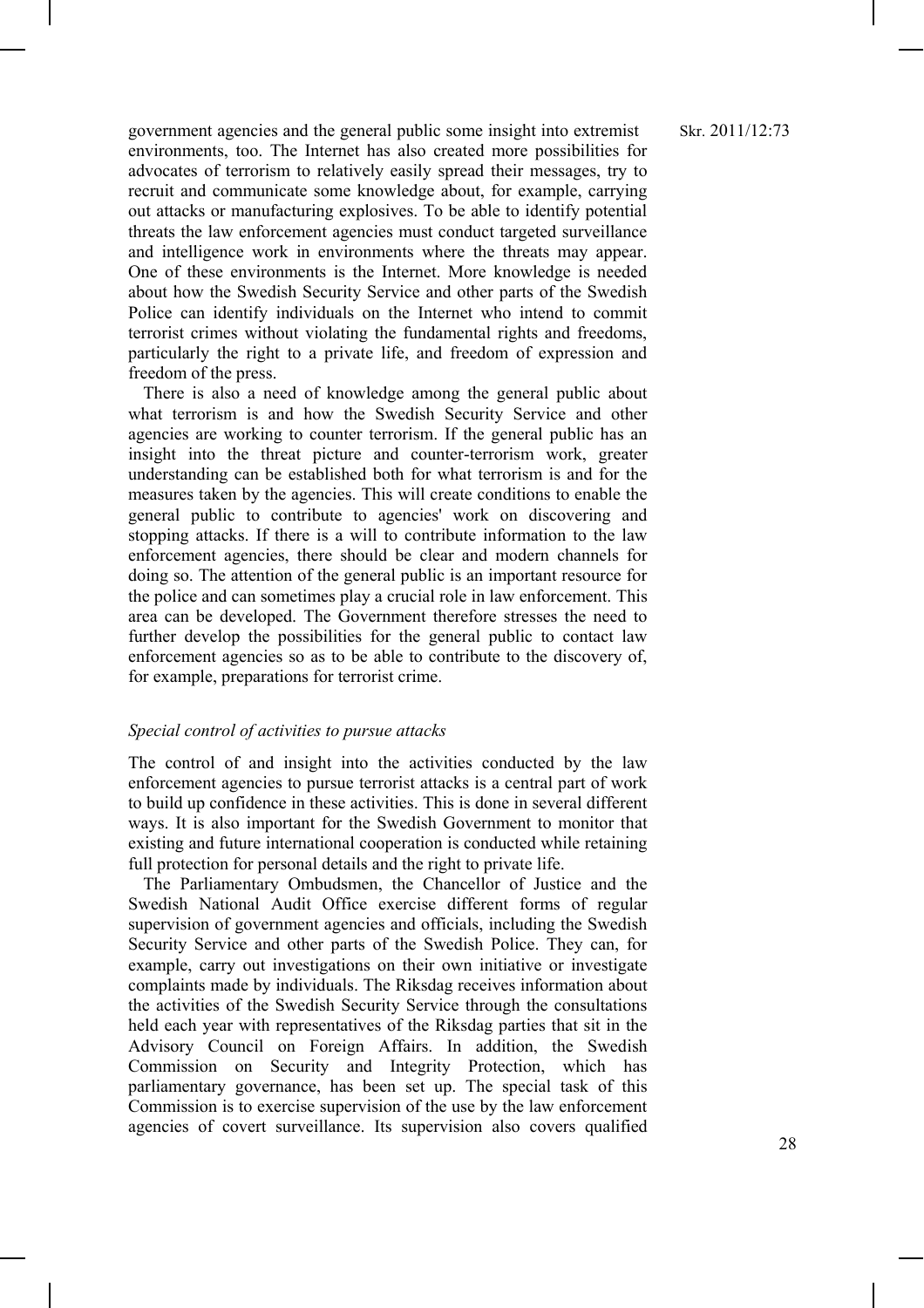government agencies and the general public some insight into extremist environments, too. The Internet has also created more possibilities for advocates of terrorism to relatively easily spread their messages, try to recruit and communicate some knowledge about, for example, carrying out attacks or manufacturing explosives. To be able to identify potential threats the law enforcement agencies must conduct targeted surveillance and intelligence work in environments where the threats may appear. One of these environments is the Internet. More knowledge is needed about how the Swedish Security Service and other parts of the Swedish Police can identify individuals on the Internet who intend to commit terrorist crimes without violating the fundamental rights and freedoms, particularly the right to a private life, and freedom of expression and freedom of the press.

There is also a need of knowledge among the general public about what terrorism is and how the Swedish Security Service and other agencies are working to counter terrorism. If the general public has an insight into the threat picture and counter-terrorism work, greater understanding can be established both for what terrorism is and for the measures taken by the agencies. This will create conditions to enable the general public to contribute to agencies' work on discovering and stopping attacks. If there is a will to contribute information to the law enforcement agencies, there should be clear and modern channels for doing so. The attention of the general public is an important resource for the police and can sometimes play a crucial role in law enforcement. This area can be developed. The Government therefore stresses the need to further develop the possibilities for the general public to contact law enforcement agencies so as to be able to contribute to the discovery of, for example, preparations for terrorist crime.

*Special control of activities to pursue attacks*

The control of and insight into the activities conducted by the law enforcement agencies to pursue terrorist attacks is a central part of work to build up confidence in these activities. This is done in several different ways. It is also important for the Swedish Government to monitor that existing and future international cooperation is conducted while retaining full protection for personal details and the right to private life.

The Parliamentary Ombudsmen, the Chancellor of Justice and the Swedish National Audit Office exercise different forms of regular supervision of government agencies and officials, including the Swedish Security Service and other parts of the Swedish Police. They can, for example, carry out investigations on their own initiative or investigate complaints made by individuals. The Riksdag receives information about the activities of the Swedish Security Service through the consultations held each year with representatives of the Riksdag parties that sit in the Advisory Council on Foreign Affairs. In addition, the Swedish Commission on Security and Integrity Protection, which has parliamentary governance, has been set up. The special task of this Commission is to exercise supervision of the use by the law enforcement agencies of covert surveillance. Its supervision also covers qualified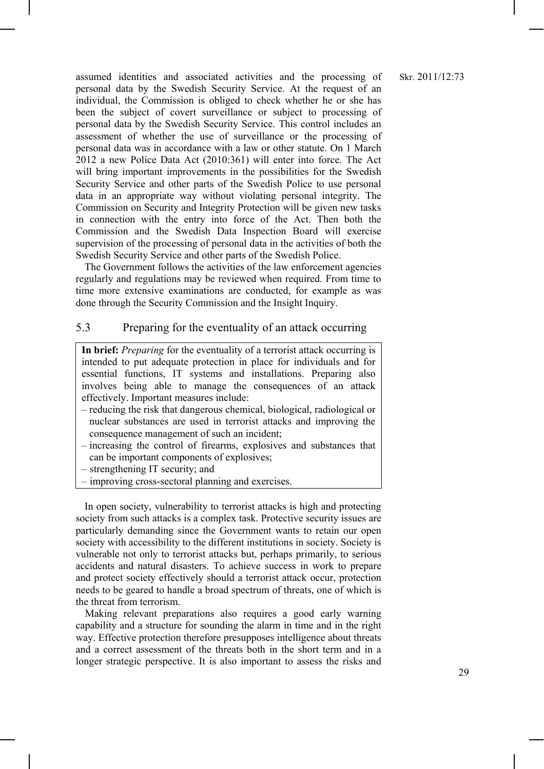assumed identities and associated activities and the processing of personal data by the Swedish Security Service. At the request of an individual, the Commission is obliged to check whether he or she has been the subject of covert surveillance or subject to processing of personal data by the Swedish Security Service. This control includes an assessment of whether the use of surveillance or the processing of personal data was in accordance with a law or other statute. On 1 March 2012 a new Police Data Act (2010:361) will enter into force. The Act will bring important improvements in the possibilities for the Swedish Security Service and other parts of the Swedish Police to use personal data in an appropriate way without violating personal integrity. The Commission on Security and Integrity Protection will be given new tasks in connection with the entry into force of the Act. Then both the Commission and the Swedish Data Inspection Board will exercise supervision of the processing of personal data in the activities of both the Swedish Security Service and other parts of the Swedish Police.

The Government follows the activities of the law enforcement agencies regularly and regulations may be reviewed when required. From time to time more extensive examinations are conducted, for example as was done through the Security Commission and the Insight Inquiry.

## 5.3 Preparing for the eventuality of an attack occurring

**In brief:** *Preparing* for the eventuality of a terrorist attack occurring is intended to put adequate protection in place for individuals and for essential functions, IT systems and installations. Preparing also involves being able to manage the consequences of an attack effectively. Important measures include:

- reducing the risk that dangerous chemical, biological, radiological or nuclear substances are used in terrorist attacks and improving the consequence management of such an incident;
- increasing the control of firearms, explosives and substances that can be important components of explosives;
- strengthening IT security; and
- improving cross-sectoral planning and exercises.

In open society, vulnerability to terrorist attacks is high and protecting society from such attacks is a complex task. Protective security issues are particularly demanding since the Government wants to retain our open society with accessibility to the different institutions in society. Society is vulnerable not only to terrorist attacks but, perhaps primarily, to serious accidents and natural disasters. To achieve success in work to prepare and protect society effectively should a terrorist attack occur, protection needs to be geared to handle a broad spectrum of threats, one of which is the threat from terrorism.

Making relevant preparations also requires a good early warning capability and a structure for sounding the alarm in time and in the right way. Effective protection therefore presupposes intelligence about threats and a correct assessment of the threats both in the short term and in a longer strategic perspective. It is also important to assess the risks and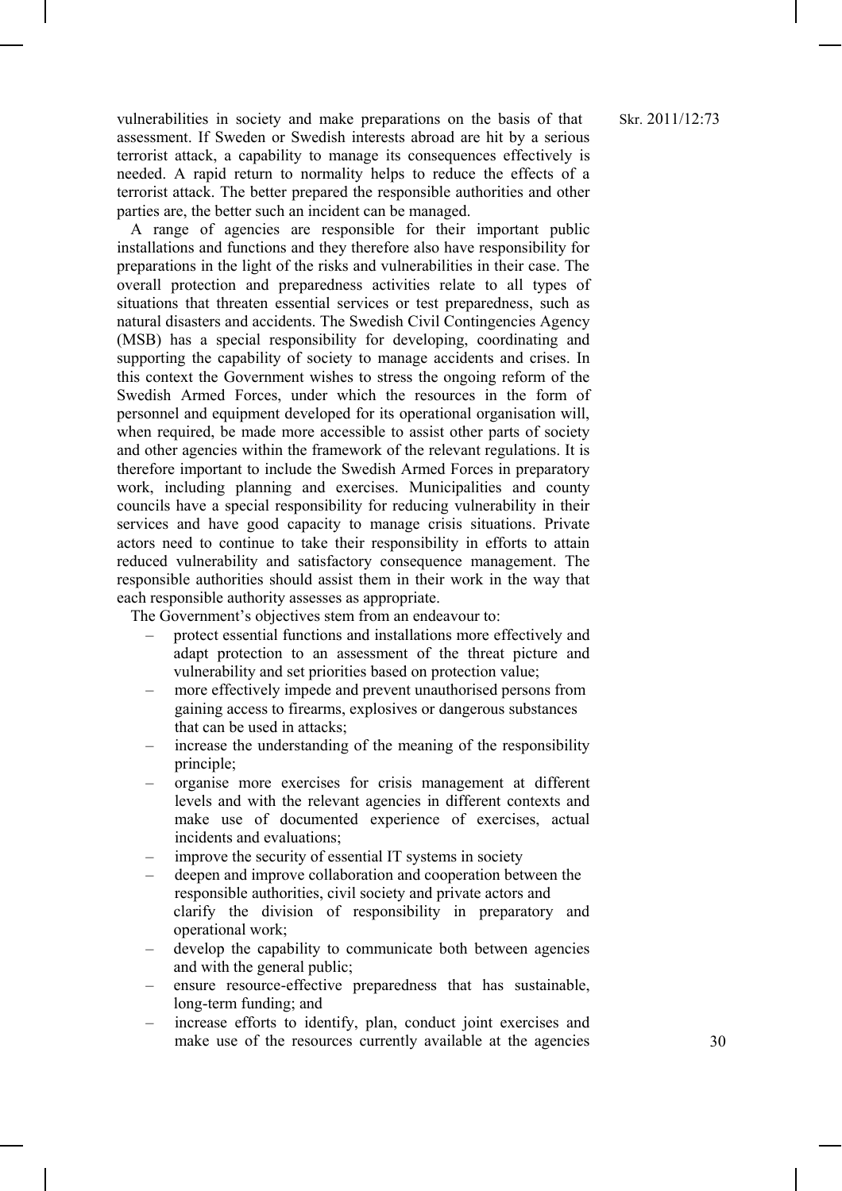vulnerabilities in society and make preparations on the basis of that assessment. If Sweden or Swedish interests abroad are hit by a serious terrorist attack, a capability to manage its consequences effectively is needed. A rapid return to normality helps to reduce the effects of a terrorist attack. The better prepared the responsible authorities and other parties are, the better such an incident can be managed.

A range of agencies are responsible for their important public installations and functions and they therefore also have responsibility for preparations in the light of the risks and vulnerabilities in their case. The overall protection and preparedness activities relate to all types of situations that threaten essential services or test preparedness, such as natural disasters and accidents. The Swedish Civil Contingencies Agency (MSB) has a special responsibility for developing, coordinating and supporting the capability of society to manage accidents and crises. In this context the Government wishes to stress the ongoing reform of the Swedish Armed Forces, under which the resources in the form of personnel and equipment developed for its operational organisation will, when required, be made more accessible to assist other parts of society and other agencies within the framework of the relevant regulations. It is therefore important to include the Swedish Armed Forces in preparatory work, including planning and exercises. Municipalities and county councils have a special responsibility for reducing vulnerability in their services and have good capacity to manage crisis situations. Private actors need to continue to take their responsibility in efforts to attain reduced vulnerability and satisfactory consequence management. The responsible authorities should assist them in their work in the way that each responsible authority assesses as appropriate.

The Government's objectives stem from an endeavour to:

- protect essential functions and installations more effectively and adapt protection to an assessment of the threat picture and vulnerability and set priorities based on protection value;
- more effectively impede and prevent unauthorised persons from gaining access to firearms, explosives or dangerous substances that can be used in attacks;
- increase the understanding of the meaning of the responsibility principle;
- organise more exercises for crisis management at different levels and with the relevant agencies in different contexts and make use of documented experience of exercises, actual incidents and evaluations;
- improve the security of essential IT systems in society
- deepen and improve collaboration and cooperation between the responsible authorities, civil society and private actors and clarify the division of responsibility in preparatory and operational work;
- develop the capability to communicate both between agencies and with the general public;
- ensure resource-effective preparedness that has sustainable, long-term funding; and
- increase efforts to identify, plan, conduct joint exercises and make use of the resources currently available at the agencies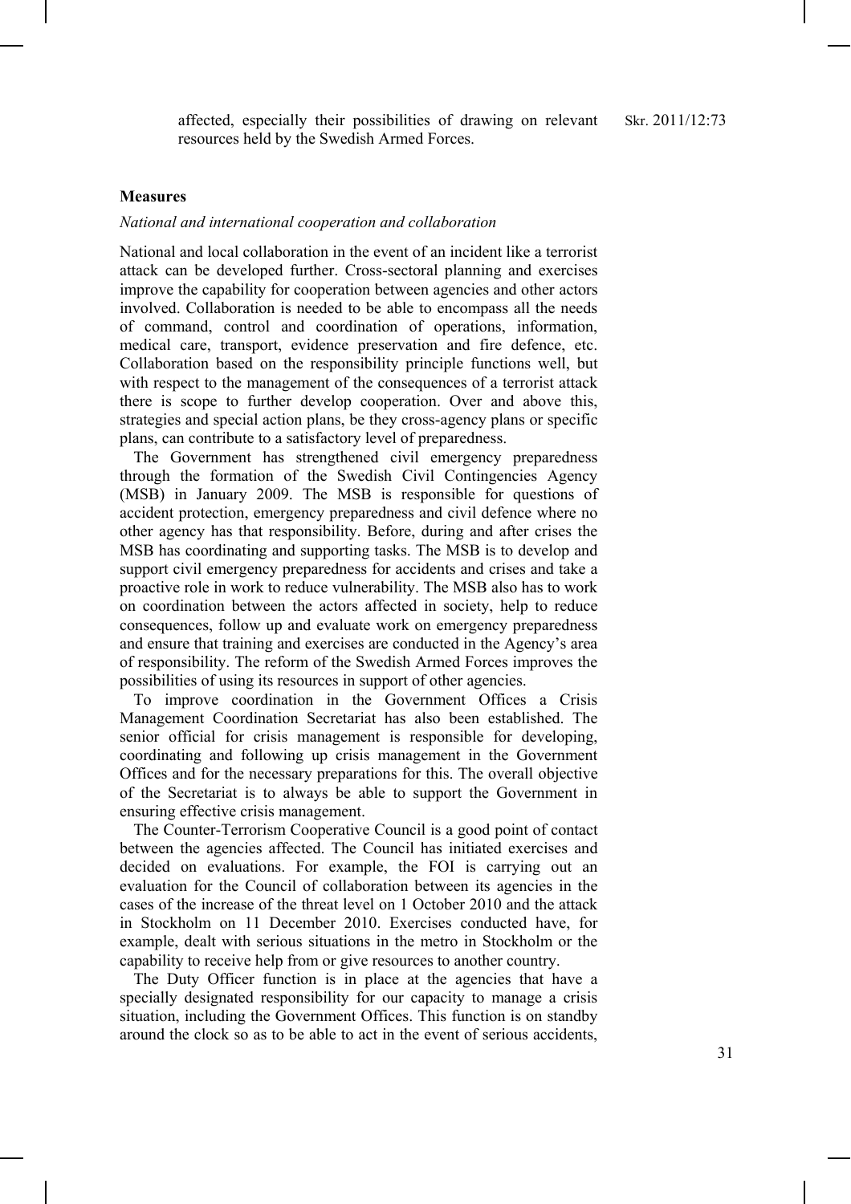affected, especially their possibilities of drawing on relevant resources held by the Swedish Armed Forces.

**Measures**

*National and international cooperation and collaboration*

National and local collaboration in the event of an incident like a terrorist attack can be developed further. Cross-sectoral planning and exercises improve the capability for cooperation between agencies and other actors involved. Collaboration is needed to be able to encompass all the needs of command, control and coordination of operations, information, medical care, transport, evidence preservation and fire defence, etc. Collaboration based on the responsibility principle functions well, but with respect to the management of the consequences of a terrorist attack there is scope to further develop cooperation. Over and above this, strategies and special action plans, be they cross-agency plans or specific plans, can contribute to a satisfactory level of preparedness.

The Government has strengthened civil emergency preparedness through the formation of the Swedish Civil Contingencies Agency (MSB) in January 2009. The MSB is responsible for questions of accident protection, emergency preparedness and civil defence where no other agency has that responsibility. Before, during and after crises the MSB has coordinating and supporting tasks. The MSB is to develop and support civil emergency preparedness for accidents and crises and take a proactive role in work to reduce vulnerability. The MSB also has to work on coordination between the actors affected in society, help to reduce consequences, follow up and evaluate work on emergency preparedness and ensure that training and exercises are conducted in the Agency's area of responsibility. The reform of the Swedish Armed Forces improves the possibilities of using its resources in support of other agencies.

To improve coordination in the Government Offices a Crisis Management Coordination Secretariat has also been established. The senior official for crisis management is responsible for developing, coordinating and following up crisis management in the Government Offices and for the necessary preparations for this. The overall objective of the Secretariat is to always be able to support the Government in ensuring effective crisis management.

The Counter-Terrorism Cooperative Council is a good point of contact between the agencies affected. The Council has initiated exercises and decided on evaluations. For example, the FOI is carrying out an evaluation for the Council of collaboration between its agencies in the cases of the increase of the threat level on 1 October 2010 and the attack in Stockholm on 11 December 2010. Exercises conducted have, for example, dealt with serious situations in the metro in Stockholm or the capability to receive help from or give resources to another country.

The Duty Officer function is in place at the agencies that have a specially designated responsibility for our capacity to manage a crisis situation, including the Government Offices. This function is on standby around the clock so as to be able to act in the event of serious accidents,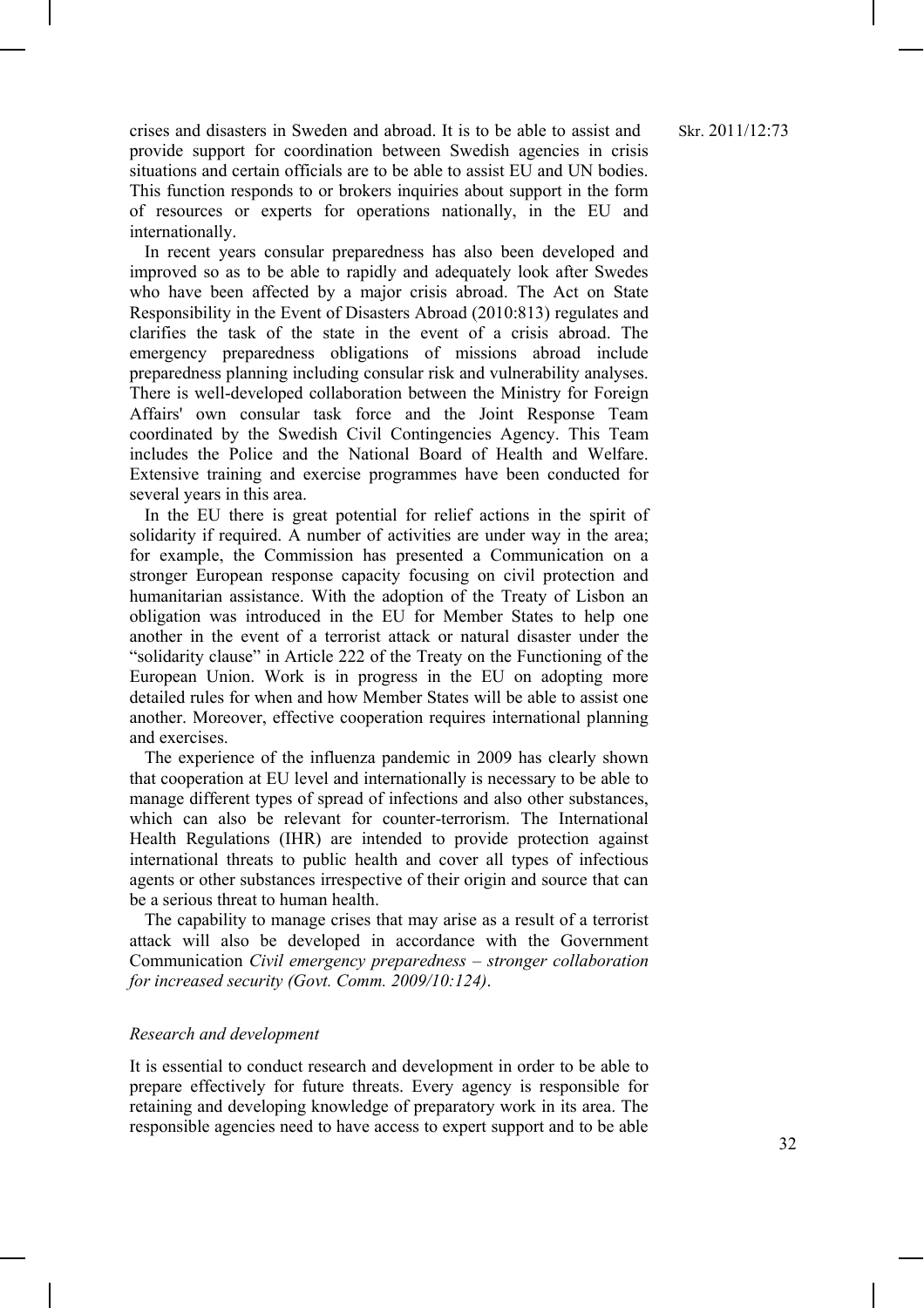crises and disasters in Sweden and abroad. It is to be able to assist and provide support for coordination between Swedish agencies in crisis situations and certain officials are to be able to assist EU and UN bodies. This function responds to or brokers inquiries about support in the form of resources or experts for operations nationally, in the EU and internationally.

In recent years consular preparedness has also been developed and improved so as to be able to rapidly and adequately look after Swedes who have been affected by a major crisis abroad. The Act on State Responsibility in the Event of Disasters Abroad (2010:813) regulates and clarifies the task of the state in the event of a crisis abroad. The emergency preparedness obligations of missions abroad include preparedness planning including consular risk and vulnerability analyses. There is well-developed collaboration between the Ministry for Foreign Affairs' own consular task force and the Joint Response Team coordinated by the Swedish Civil Contingencies Agency. This Team includes the Police and the National Board of Health and Welfare. Extensive training and exercise programmes have been conducted for several years in this area.

In the EU there is great potential for relief actions in the spirit of solidarity if required. A number of activities are under way in the area; for example, the Commission has presented a Communication on a stronger European response capacity focusing on civil protection and humanitarian assistance. With the adoption of the Treaty of Lisbon an obligation was introduced in the EU for Member States to help one another in the event of a terrorist attack or natural disaster under the "solidarity clause" in Article 222 of the Treaty on the Functioning of the European Union. Work is in progress in the EU on adopting more detailed rules for when and how Member States will be able to assist one another. Moreover, effective cooperation requires international planning and exercises.

The experience of the influenza pandemic in 2009 has clearly shown that cooperation at EU level and internationally is necessary to be able to manage different types of spread of infections and also other substances, which can also be relevant for counter-terrorism. The International Health Regulations (IHR) are intended to provide protection against international threats to public health and cover all types of infectious agents or other substances irrespective of their origin and source that can be a serious threat to human health.

The capability to manage crises that may arise as a result of a terrorist attack will also be developed in accordance with the Government Communication *Civil emergency preparedness – stronger collaboration for increased security (Govt. Comm. 2009/10:124)*.

### *Research and development*

It is essential to conduct research and development in order to be able to prepare effectively for future threats. Every agency is responsible for retaining and developing knowledge of preparatory work in its area. The responsible agencies need to have access to expert support and to be able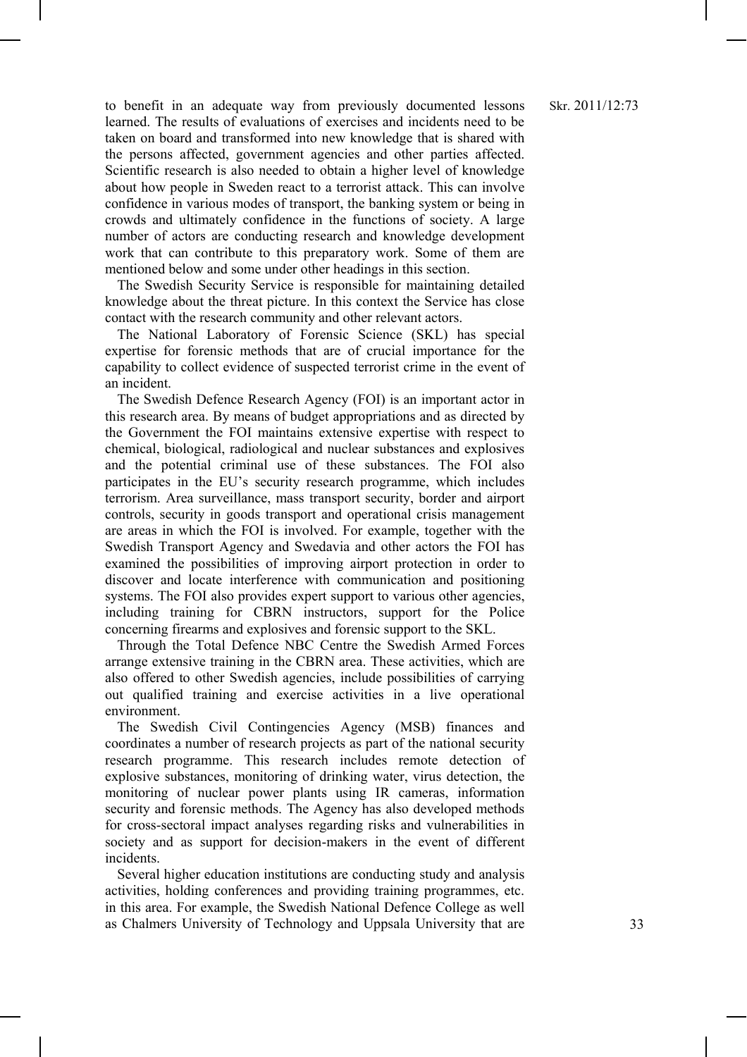to benefit in an adequate way from previously documented lessons learned. The results of evaluations of exercises and incidents need to be taken on board and transformed into new knowledge that is shared with the persons affected, government agencies and other parties affected. Scientific research is also needed to obtain a higher level of knowledge about how people in Sweden react to a terrorist attack. This can involve confidence in various modes of transport, the banking system or being in crowds and ultimately confidence in the functions of society. A large number of actors are conducting research and knowledge development work that can contribute to this preparatory work. Some of them are mentioned below and some under other headings in this section.

The Swedish Security Service is responsible for maintaining detailed knowledge about the threat picture. In this context the Service has close contact with the research community and other relevant actors.

The National Laboratory of Forensic Science (SKL) has special expertise for forensic methods that are of crucial importance for the capability to collect evidence of suspected terrorist crime in the event of an incident.

The Swedish Defence Research Agency (FOI) is an important actor in this research area. By means of budget appropriations and as directed by the Government the FOI maintains extensive expertise with respect to chemical, biological, radiological and nuclear substances and explosives and the potential criminal use of these substances. The FOI also participates in the EU's security research programme, which includes terrorism. Area surveillance, mass transport security, border and airport controls, security in goods transport and operational crisis management are areas in which the FOI is involved. For example, together with the Swedish Transport Agency and Swedavia and other actors the FOI has examined the possibilities of improving airport protection in order to discover and locate interference with communication and positioning systems. The FOI also provides expert support to various other agencies, including training for CBRN instructors, support for the Police concerning firearms and explosives and forensic support to the SKL.

Through the Total Defence NBC Centre the Swedish Armed Forces arrange extensive training in the CBRN area. These activities, which are also offered to other Swedish agencies, include possibilities of carrying out qualified training and exercise activities in a live operational environment.

The Swedish Civil Contingencies Agency (MSB) finances and coordinates a number of research projects as part of the national security research programme. This research includes remote detection of explosive substances, monitoring of drinking water, virus detection, the monitoring of nuclear power plants using IR cameras, information security and forensic methods. The Agency has also developed methods for cross-sectoral impact analyses regarding risks and vulnerabilities in society and as support for decision-makers in the event of different incidents.

Several higher education institutions are conducting study and analysis activities, holding conferences and providing training programmes, etc. in this area. For example, the Swedish National Defence College as well as Chalmers University of Technology and Uppsala University that are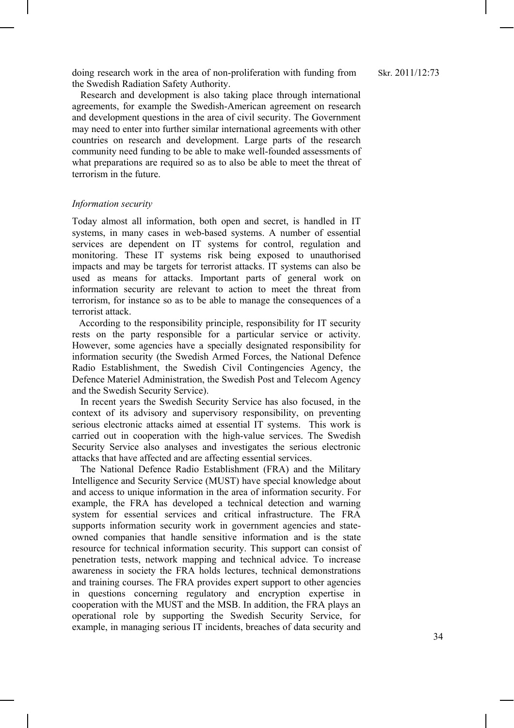doing research work in the area of non-proliferation with funding from the Swedish Radiation Safety Authority.

Research and development is also taking place through international agreements, for example the Swedish-American agreement on research and development questions in the area of civil security. The Government may need to enter into further similar international agreements with other countries on research and development. Large parts of the research community need funding to be able to make well-founded assessments of what preparations are required so as to also be able to meet the threat of terrorism in the future.

*Information security*

Today almost all information, both open and secret, is handled in IT systems, in many cases in web-based systems. A number of essential services are dependent on IT systems for control, regulation and monitoring. These IT systems risk being exposed to unauthorised impacts and may be targets for terrorist attacks. IT systems can also be used as means for attacks. Important parts of general work on information security are relevant to action to meet the threat from terrorism, for instance so as to be able to manage the consequences of a terrorist attack.

According to the responsibility principle, responsibility for IT security rests on the party responsible for a particular service or activity. However, some agencies have a specially designated responsibility for information security (the Swedish Armed Forces, the National Defence Radio Establishment, the Swedish Civil Contingencies Agency, the Defence Materiel Administration, the Swedish Post and Telecom Agency and the Swedish Security Service).

In recent years the Swedish Security Service has also focused, in the context of its advisory and supervisory responsibility, on preventing serious electronic attacks aimed at essential IT systems. This work is carried out in cooperation with the high-value services. The Swedish Security Service also analyses and investigates the serious electronic attacks that have affected and are affecting essential services.

The National Defence Radio Establishment (FRA) and the Military Intelligence and Security Service (MUST) have special knowledge about and access to unique information in the area of information security. For example, the FRA has developed a technical detection and warning system for essential services and critical infrastructure. The FRA supports information security work in government agencies and state-owned companies that handle sensitive information and is the state resource for technical information security. This support can consist of penetration tests, network mapping and technical advice. To increase awareness in society the FRA holds lectures, technical demonstrations and training courses. The FRA provides expert support to other agencies in questions concerning regulatory and encryption expertise in cooperation with the MUST and the MSB. In addition, the FRA plays an operational role by supporting the Swedish Security Service, for example, in managing serious IT incidents, breaches of data security and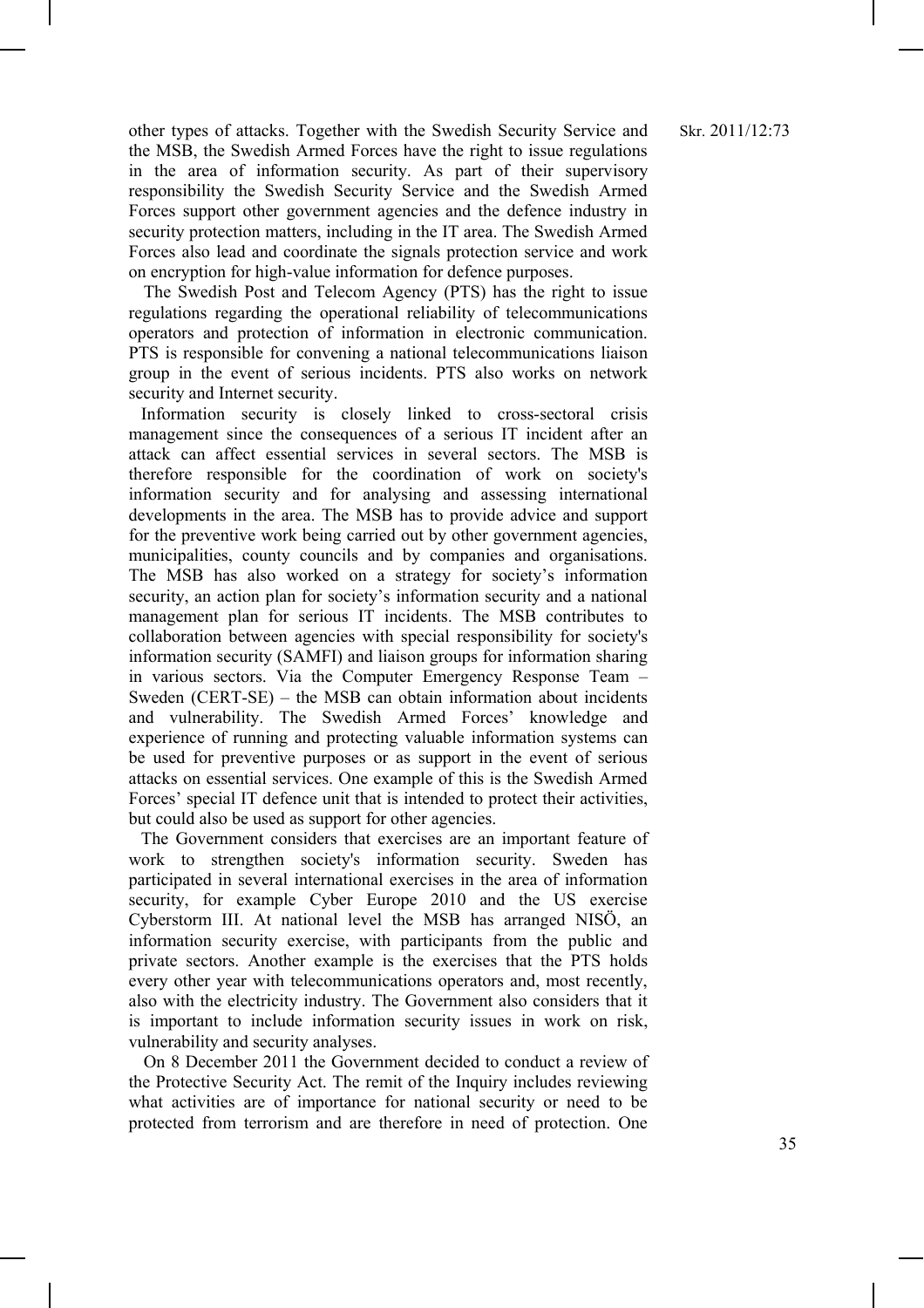other types of attacks. Together with the Swedish Security Service and the MSB, the Swedish Armed Forces have the right to issue regulations in the area of information security. As part of their supervisory responsibility the Swedish Security Service and the Swedish Armed Forces support other government agencies and the defence industry in security protection matters, including in the IT area. The Swedish Armed Forces also lead and coordinate the signals protection service and work on encryption for high-value information for defence purposes.

The Swedish Post and Telecom Agency (PTS) has the right to issue regulations regarding the operational reliability of telecommunications operators and protection of information in electronic communication. PTS is responsible for convening a national telecommunications liaison group in the event of serious incidents. PTS also works on network security and Internet security.

Information security is closely linked to cross-sectoral crisis management since the consequences of a serious IT incident after an attack can affect essential services in several sectors. The MSB is therefore responsible for the coordination of work on society's information security and for analysing and assessing international developments in the area. The MSB has to provide advice and support for the preventive work being carried out by other government agencies, municipalities, county councils and by companies and organisations. The MSB has also worked on a strategy for society's information security, an action plan for society's information security and a national management plan for serious IT incidents. The MSB contributes to collaboration between agencies with special responsibility for society's information security (SAMFI) and liaison groups for information sharing in various sectors. Via the Computer Emergency Response Team – Sweden (CERT-SE) – the MSB can obtain information about incidents and vulnerability. The Swedish Armed Forces' knowledge and experience of running and protecting valuable information systems can be used for preventive purposes or as support in the event of serious attacks on essential services. One example of this is the Swedish Armed Forces' special IT defence unit that is intended to protect their activities, but could also be used as support for other agencies.

The Government considers that exercises are an important feature of work to strengthen society's information security. Sweden has participated in several international exercises in the area of information security, for example Cyber Europe 2010 and the US exercise Cyberstorm III. At national level the MSB has arranged NISÖ, an information security exercise, with participants from the public and private sectors. Another example is the exercises that the PTS holds every other year with telecommunications operators and, most recently, also with the electricity industry. The Government also considers that it is important to include information security issues in work on risk, vulnerability and security analyses.

On 8 December 2011 the Government decided to conduct a review of the Protective Security Act. The remit of the Inquiry includes reviewing what activities are of importance for national security or need to be protected from terrorism and are therefore in need of protection. One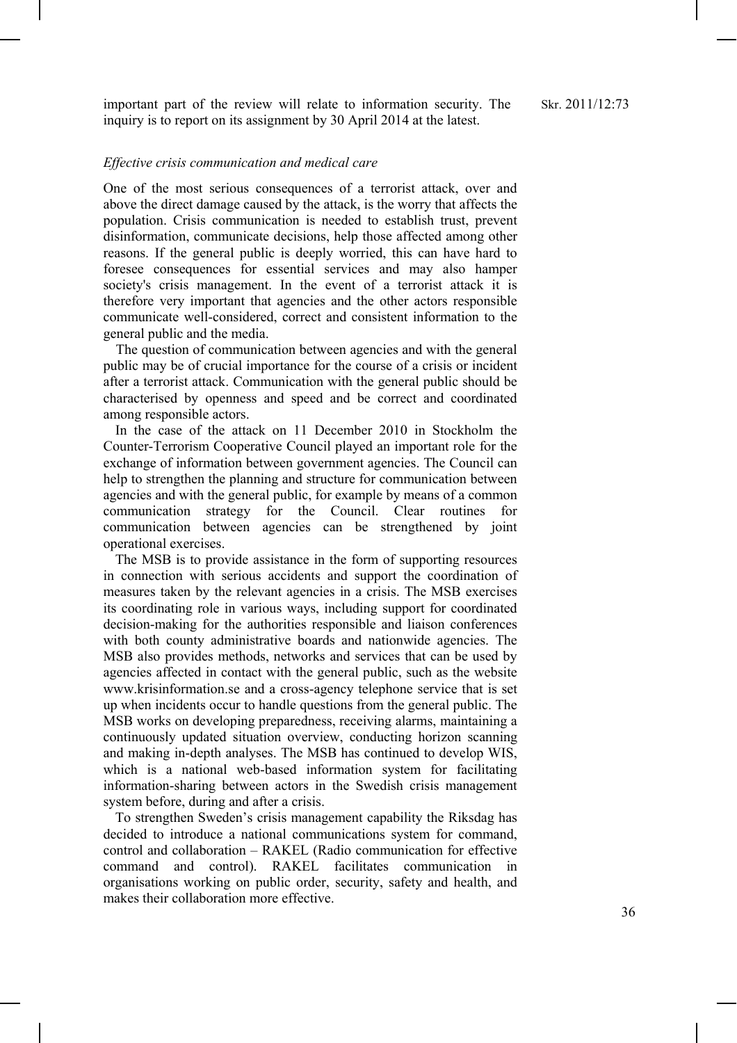important part of the review will relate to information security. The inquiry is to report on its assignment by 30 April 2014 at the latest.

*Effective crisis communication and medical care*

One of the most serious consequences of a terrorist attack, over and above the direct damage caused by the attack, is the worry that affects the population. Crisis communication is needed to establish trust, prevent disinformation, communicate decisions, help those affected among other reasons. If the general public is deeply worried, this can have hard to foresee consequences for essential services and may also hamper society's crisis management. In the event of a terrorist attack it is therefore very important that agencies and the other actors responsible communicate well-considered, correct and consistent information to the general public and the media.

The question of communication between agencies and with the general public may be of crucial importance for the course of a crisis or incident after a terrorist attack. Communication with the general public should be characterised by openness and speed and be correct and coordinated among responsible actors.

In the case of the attack on 11 December 2010 in Stockholm the Counter-Terrorism Cooperative Council played an important role for the exchange of information between government agencies. The Council can help to strengthen the planning and structure for communication between agencies and with the general public, for example by means of a common communication strategy for the Council. Clear routines for communication between agencies can be strengthened by joint operational exercises.

The MSB is to provide assistance in the form of supporting resources in connection with serious accidents and support the coordination of measures taken by the relevant agencies in a crisis. The MSB exercises its coordinating role in various ways, including support for coordinated decision-making for the authorities responsible and liaison conferences with both county administrative boards and nationwide agencies. The MSB also provides methods, networks and services that can be used by agencies affected in contact with the general public, such as the website www.krisinformation.se and a cross-agency telephone service that is set up when incidents occur to handle questions from the general public. The MSB works on developing preparedness, receiving alarms, maintaining a continuously updated situation overview, conducting horizon scanning and making in-depth analyses. The MSB has continued to develop WIS, which is a national web-based information system for facilitating information-sharing between actors in the Swedish crisis management system before, during and after a crisis.

To strengthen Sweden's crisis management capability the Riksdag has decided to introduce a national communications system for command, control and collaboration – RAKEL (Radio communication for effective command and control). RAKEL facilitates communication in organisations working on public order, security, safety and health, and makes their collaboration more effective.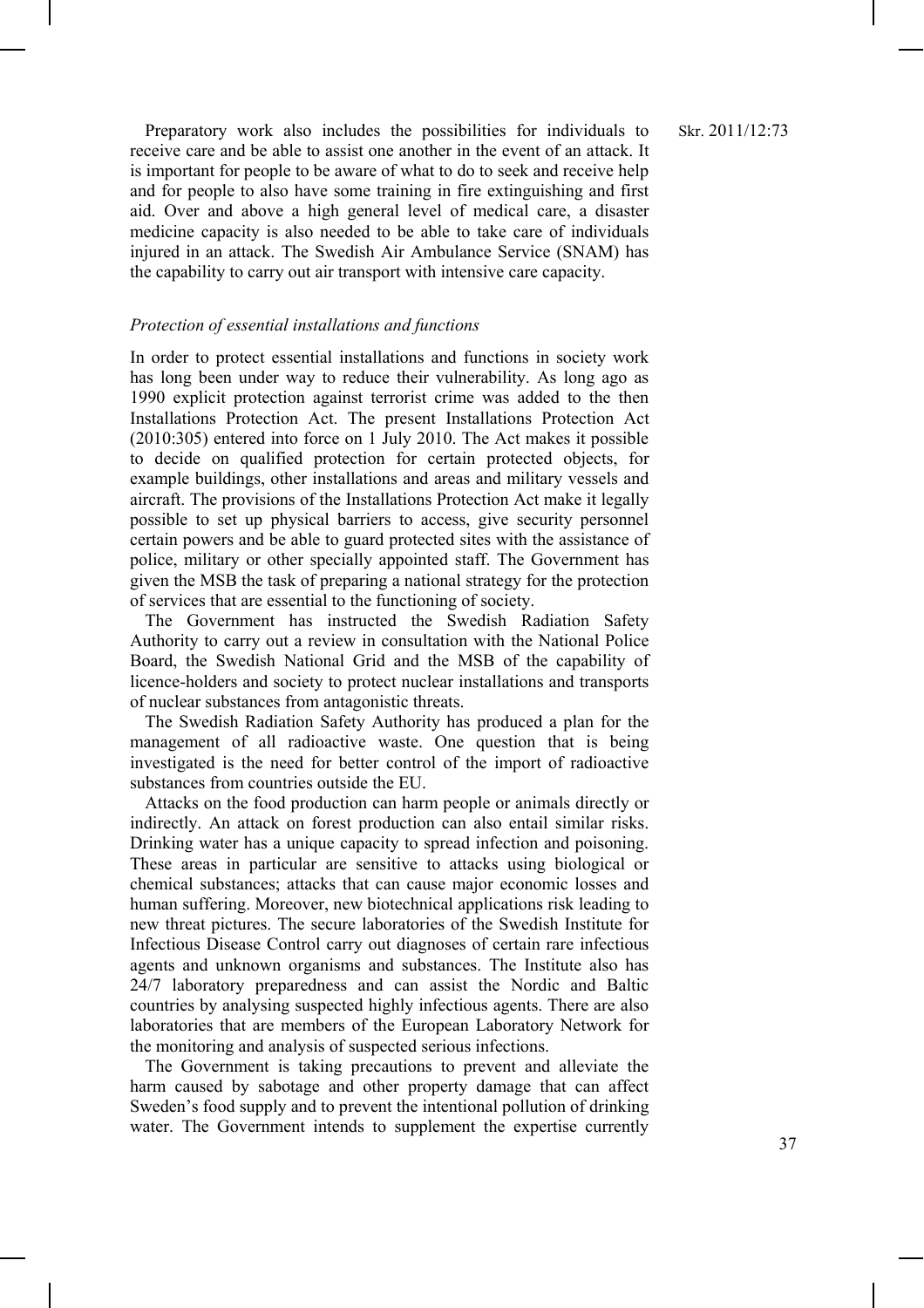Preparatory work also includes the possibilities for individuals to receive care and be able to assist one another in the event of an attack. It is important for people to be aware of what to do to seek and receive help and for people to also have some training in fire extinguishing and first aid. Over and above a high general level of medical care, a disaster medicine capacity is also needed to be able to take care of individuals injured in an attack. The Swedish Air Ambulance Service (SNAM) has the capability to carry out air transport with intensive care capacity.

*Protection of essential installations and functions*

In order to protect essential installations and functions in society work has long been under way to reduce their vulnerability. As long ago as 1990 explicit protection against terrorist crime was added to the then Installations Protection Act. The present Installations Protection Act (2010:305) entered into force on 1 July 2010. The Act makes it possible to decide on qualified protection for certain protected objects, for example buildings, other installations and areas and military vessels and aircraft. The provisions of the Installations Protection Act make it legally possible to set up physical barriers to access, give security personnel certain powers and be able to guard protected sites with the assistance of police, military or other specially appointed staff. The Government has given the MSB the task of preparing a national strategy for the protection of services that are essential to the functioning of society.

The Government has instructed the Swedish Radiation Safety Authority to carry out a review in consultation with the National Police Board, the Swedish National Grid and the MSB of the capability of licence-holders and society to protect nuclear installations and transports of nuclear substances from antagonistic threats.

The Swedish Radiation Safety Authority has produced a plan for the management of all radioactive waste. One question that is being investigated is the need for better control of the import of radioactive substances from countries outside the EU.

Attacks on the food production can harm people or animals directly or indirectly. An attack on forest production can also entail similar risks. Drinking water has a unique capacity to spread infection and poisoning. These areas in particular are sensitive to attacks using biological or chemical substances; attacks that can cause major economic losses and human suffering. Moreover, new biotechnical applications risk leading to new threat pictures. The secure laboratories of the Swedish Institute for Infectious Disease Control carry out diagnoses of certain rare infectious agents and unknown organisms and substances. The Institute also has 24/7 laboratory preparedness and can assist the Nordic and Baltic countries by analysing suspected highly infectious agents. There are also laboratories that are members of the European Laboratory Network for the monitoring and analysis of suspected serious infections.

The Government is taking precautions to prevent and alleviate the harm caused by sabotage and other property damage that can affect Sweden's food supply and to prevent the intentional pollution of drinking water. The Government intends to supplement the expertise currently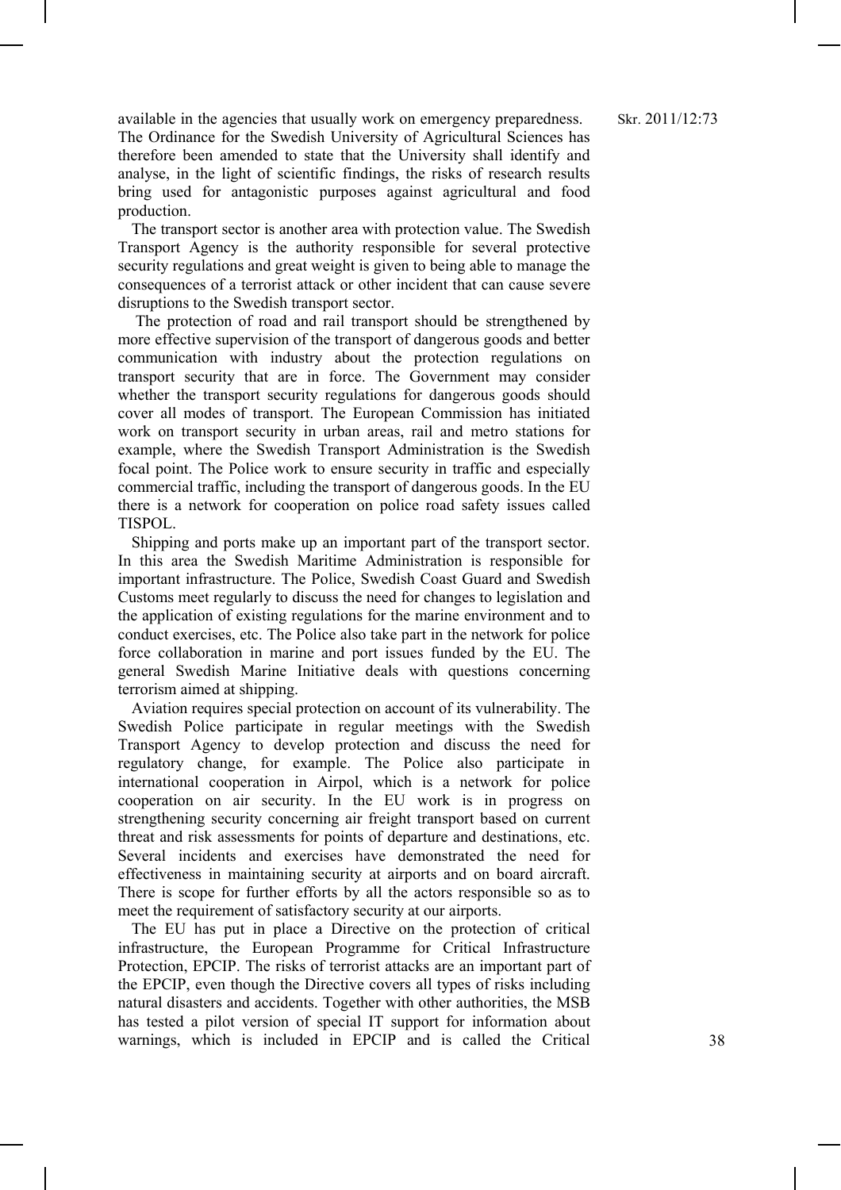available in the agencies that usually work on emergency preparedness. The Ordinance for the Swedish University of Agricultural Sciences has therefore been amended to state that the University shall identify and analyse, in the light of scientific findings, the risks of research results bring used for antagonistic purposes against agricultural and food production.

The transport sector is another area with protection value. The Swedish Transport Agency is the authority responsible for several protective security regulations and great weight is given to being able to manage the consequences of a terrorist attack or other incident that can cause severe disruptions to the Swedish transport sector.

The protection of road and rail transport should be strengthened by more effective supervision of the transport of dangerous goods and better communication with industry about the protection regulations on transport security that are in force. The Government may consider whether the transport security regulations for dangerous goods should cover all modes of transport. The European Commission has initiated work on transport security in urban areas, rail and metro stations for example, where the Swedish Transport Administration is the Swedish focal point. The Police work to ensure security in traffic and especially commercial traffic, including the transport of dangerous goods. In the EU there is a network for cooperation on police road safety issues called TISPOL.

Shipping and ports make up an important part of the transport sector. In this area the Swedish Maritime Administration is responsible for important infrastructure. The Police, Swedish Coast Guard and Swedish Customs meet regularly to discuss the need for changes to legislation and the application of existing regulations for the marine environment and to conduct exercises, etc. The Police also take part in the network for police force collaboration in marine and port issues funded by the EU. The general Swedish Marine Initiative deals with questions concerning terrorism aimed at shipping.

Aviation requires special protection on account of its vulnerability. The Swedish Police participate in regular meetings with the Swedish Transport Agency to develop protection and discuss the need for regulatory change, for example. The Police also participate in international cooperation in Airpol, which is a network for police cooperation on air security. In the EU work is in progress on strengthening security concerning air freight transport based on current threat and risk assessments for points of departure and destinations, etc. Several incidents and exercises have demonstrated the need for effectiveness in maintaining security at airports and on board aircraft. There is scope for further efforts by all the actors responsible so as to meet the requirement of satisfactory security at our airports.

The EU has put in place a Directive on the protection of critical infrastructure, the European Programme for Critical Infrastructure Protection, EPCIP. The risks of terrorist attacks are an important part of the EPCIP, even though the Directive covers all types of risks including natural disasters and accidents. Together with other authorities, the MSB has tested a pilot version of special IT support for information about warnings, which is included in EPCIP and is called the Critical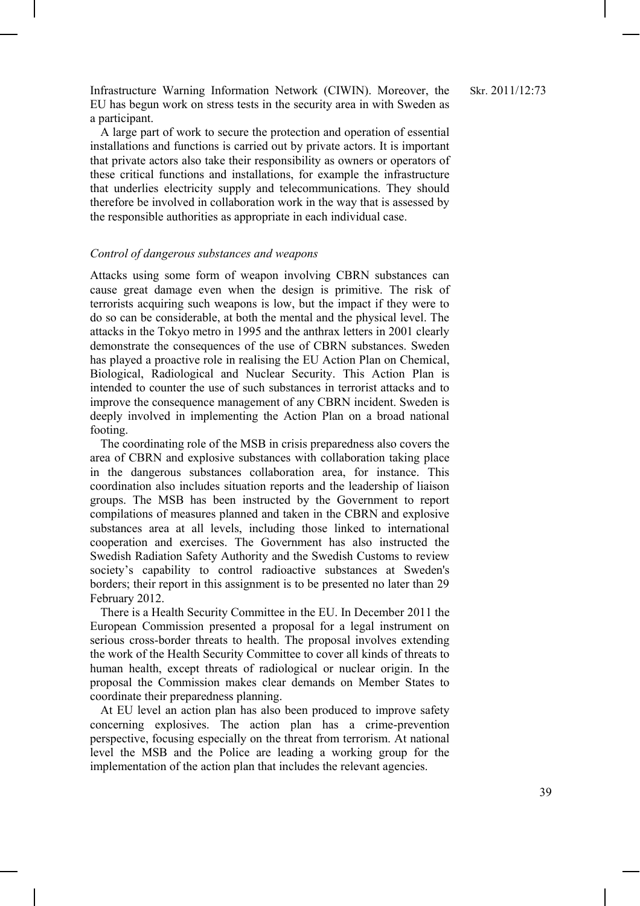Infrastructure Warning Information Network (CIWIN). Moreover, the EU has begun work on stress tests in the security area in with Sweden as a participant.

A large part of work to secure the protection and operation of essential installations and functions is carried out by private actors. It is important that private actors also take their responsibility as owners or operators of these critical functions and installations, for example the infrastructure that underlies electricity supply and telecommunications. They should therefore be involved in collaboration work in the way that is assessed by the responsible authorities as appropriate in each individual case.

*Control of dangerous substances and weapons*

Attacks using some form of weapon involving CBRN substances can cause great damage even when the design is primitive. The risk of terrorists acquiring such weapons is low, but the impact if they were to do so can be considerable, at both the mental and the physical level. The attacks in the Tokyo metro in 1995 and the anthrax letters in 2001 clearly demonstrate the consequences of the use of CBRN substances. Sweden has played a proactive role in realising the EU Action Plan on Chemical, Biological, Radiological and Nuclear Security. This Action Plan is intended to counter the use of such substances in terrorist attacks and to improve the consequence management of any CBRN incident. Sweden is deeply involved in implementing the Action Plan on a broad national footing.

The coordinating role of the MSB in crisis preparedness also covers the area of CBRN and explosive substances with collaboration taking place in the dangerous substances collaboration area, for instance. This coordination also includes situation reports and the leadership of liaison groups. The MSB has been instructed by the Government to report compilations of measures planned and taken in the CBRN and explosive substances area at all levels, including those linked to international cooperation and exercises. The Government has also instructed the Swedish Radiation Safety Authority and the Swedish Customs to review society's capability to control radioactive substances at Sweden's borders; their report in this assignment is to be presented no later than 29 February 2012.

There is a Health Security Committee in the EU. In December 2011 the European Commission presented a proposal for a legal instrument on serious cross-border threats to health. The proposal involves extending the work of the Health Security Committee to cover all kinds of threats to human health, except threats of radiological or nuclear origin. In the proposal the Commission makes clear demands on Member States to coordinate their preparedness planning.

At EU level an action plan has also been produced to improve safety concerning explosives. The action plan has a crime-prevention perspective, focusing especially on the threat from terrorism. At national level the MSB and the Police are leading a working group for the implementation of the action plan that includes the relevant agencies.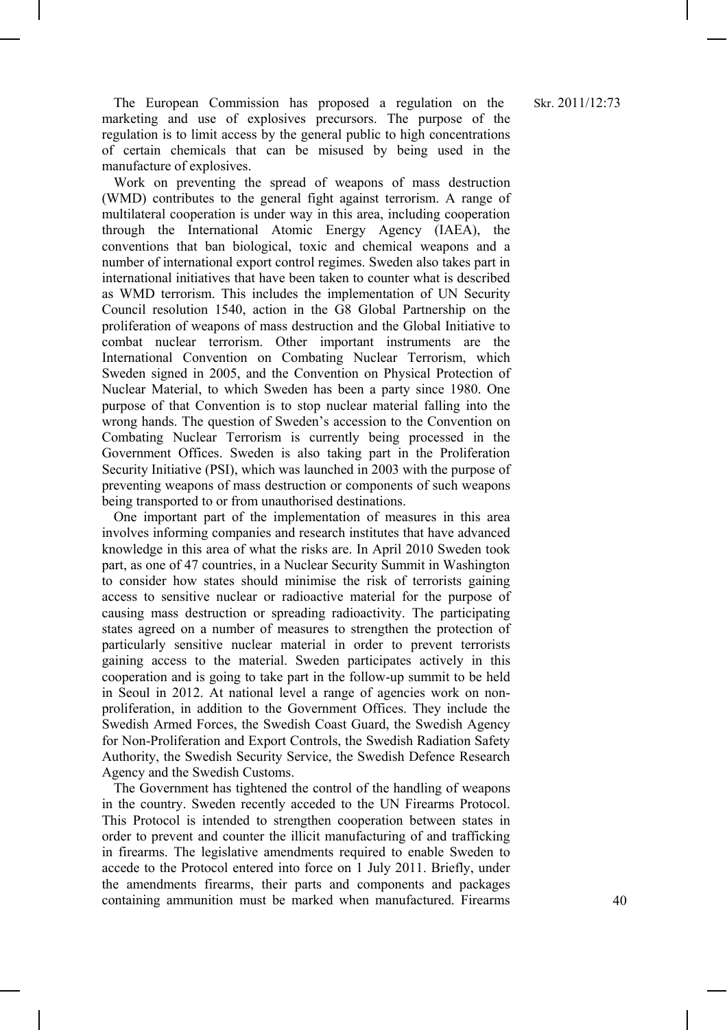The European Commission has proposed a regulation on the marketing and use of explosives precursors. The purpose of the regulation is to limit access by the general public to high concentrations of certain chemicals that can be misused by being used in the manufacture of explosives.

Work on preventing the spread of weapons of mass destruction (WMD) contributes to the general fight against terrorism. A range of multilateral cooperation is under way in this area, including cooperation through the International Atomic Energy Agency (IAEA), the conventions that ban biological, toxic and chemical weapons and a number of international export control regimes. Sweden also takes part in international initiatives that have been taken to counter what is described as WMD terrorism. This includes the implementation of UN Security Council resolution 1540, action in the G8 Global Partnership on the proliferation of weapons of mass destruction and the Global Initiative to combat nuclear terrorism. Other important instruments are the International Convention on Combating Nuclear Terrorism, which Sweden signed in 2005, and the Convention on Physical Protection of Nuclear Material, to which Sweden has been a party since 1980. One purpose of that Convention is to stop nuclear material falling into the wrong hands. The question of Sweden's accession to the Convention on Combating Nuclear Terrorism is currently being processed in the Government Offices. Sweden is also taking part in the Proliferation Security Initiative (PSI), which was launched in 2003 with the purpose of preventing weapons of mass destruction or components of such weapons being transported to or from unauthorised destinations.

One important part of the implementation of measures in this area involves informing companies and research institutes that have advanced knowledge in this area of what the risks are. In April 2010 Sweden took part, as one of 47 countries, in a Nuclear Security Summit in Washington to consider how states should minimise the risk of terrorists gaining access to sensitive nuclear or radioactive material for the purpose of causing mass destruction or spreading radioactivity. The participating states agreed on a number of measures to strengthen the protection of particularly sensitive nuclear material in order to prevent terrorists gaining access to the material. Sweden participates actively in this cooperation and is going to take part in the follow-up summit to be held in Seoul in 2012. At national level a range of agencies work on non-proliferation, in addition to the Government Offices. They include the Swedish Armed Forces, the Swedish Coast Guard, the Swedish Agency for Non-Proliferation and Export Controls, the Swedish Radiation Safety Authority, the Swedish Security Service, the Swedish Defence Research Agency and the Swedish Customs.

The Government has tightened the control of the handling of weapons in the country. Sweden recently acceded to the UN Firearms Protocol. This Protocol is intended to strengthen cooperation between states in order to prevent and counter the illicit manufacturing of and trafficking in firearms. The legislative amendments required to enable Sweden to accede to the Protocol entered into force on 1 July 2011. Briefly, under the amendments firearms, their parts and components and packages containing ammunition must be marked when manufactured. Firearms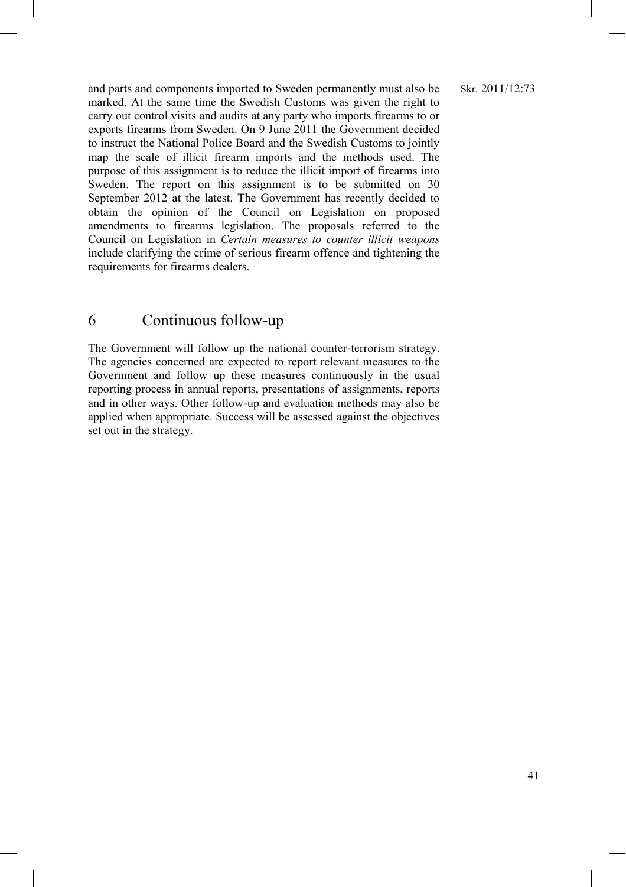and parts and components imported to Sweden permanently must also be marked. At the same time the Swedish Customs was given the right to carry out control visits and audits at any party who imports firearms to or exports firearms from Sweden. On 9 June 2011 the Government decided to instruct the National Police Board and the Swedish Customs to jointly map the scale of illicit firearm imports and the methods used. The purpose of this assignment is to reduce the illicit import of firearms into Sweden. The report on this assignment is to be submitted on 30 September 2012 at the latest. The Government has recently decided to obtain the opinion of the Council on Legislation on proposed amendments to firearms legislation. The proposals referred to the Council on Legislation in *Certain measures to counter illicit weapons* include clarifying the crime of serious firearm offence and tightening the requirements for firearms dealers.

# 6 Continuous follow-up

The Government will follow up the national counter-terrorism strategy. The agencies concerned are expected to report relevant measures to the Government and follow up these measures continuously in the usual reporting process in annual reports, presentations of assignments, reports and in other ways. Other follow-up and evaluation methods may also be applied when appropriate. Success will be assessed against the objectives set out in the strategy.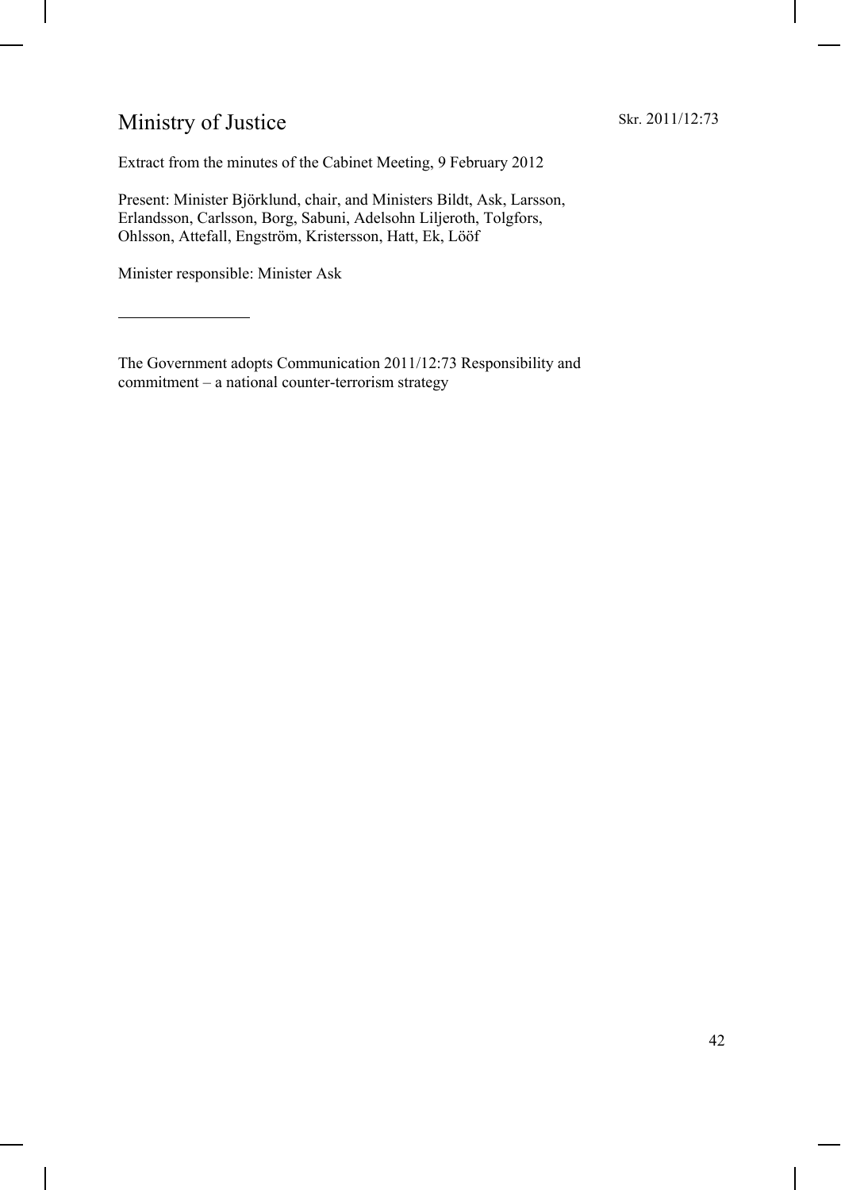# Ministry of Justice

Skr. 2011/12:73

Extract from the minutes of the Cabinet Meeting, 9 February 2012

Present: Minister Björklund, chair, and Ministers Bildt, Ask, Larsson, Erlandsson, Carlsson, Borg, Sabuni, Adelsohn Liljeroth, Tolgfors, Ohlsson, Attefall, Engström, Kristersson, Hatt, Ek, Lööf

Minister responsible: Minister Ask

---

The Government adopts Communication 2011/12:73 Responsibility and commitment – a national counter-terrorism strategy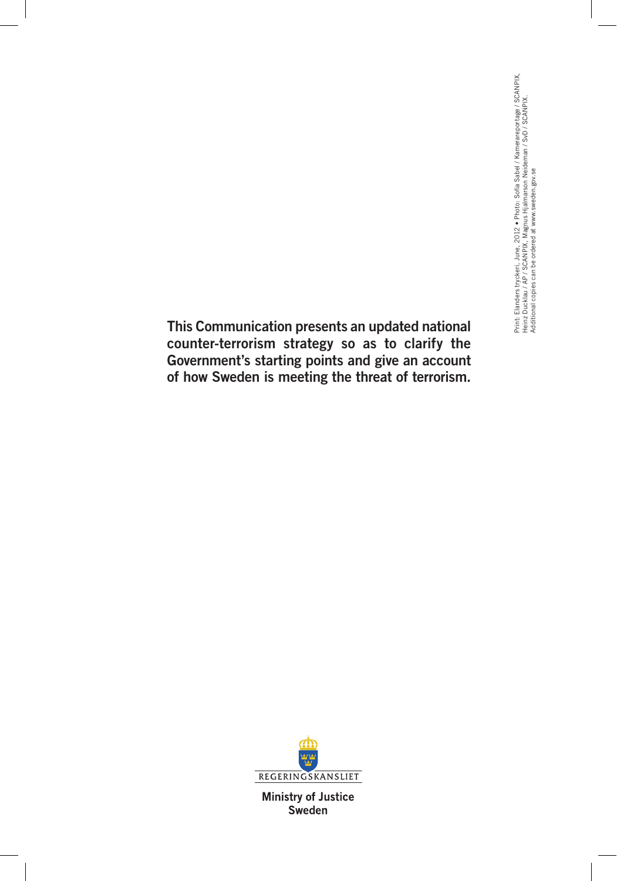Print: Elanders tryckeri, June, 2012 • Photo: Sofia Sabel / Kamerareportage / SCANPIX, Heinz Ducklau / AP / SCANPIX, Magnus Hjalmarson Neideman / SvD / SCANPIX. Additional copies can be ordered at www.sweden.gov.se

**This Communication presents an updated national counter-terrorism strategy so as to clarify the Government's starting points and give an account of how Sweden is meeting the threat of terrorism.**

REGERINGSKANSLIET

**Ministry of Justice**
**Sweden**